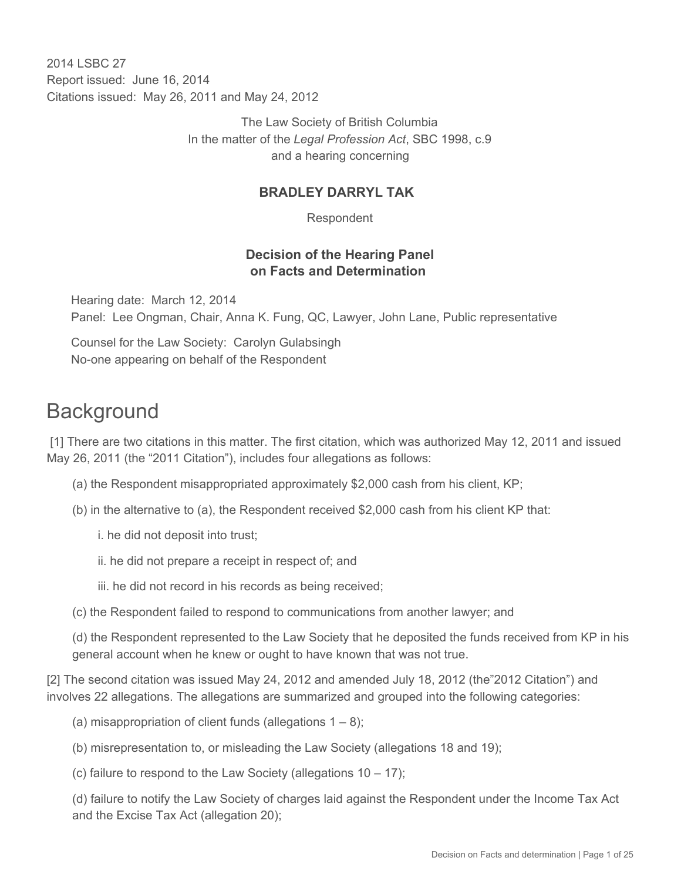2014 LSBC 27
Report issued: June 16, 2014
Citations issued: May 26, 2011 and May 24, 2012

The Law Society of British Columbia
In the matter of the *Legal Profession Act*, SBC 1998, c.9
and a hearing concerning

**BRADLEY DARRYL TAK**

Respondent

**Decision of the Hearing Panel on Facts and Determination**

Hearing date: March 12, 2014
Panel: Lee Ongman, Chair, Anna K. Fung, QC, Lawyer, John Lane, Public representative

Counsel for the Law Society: Carolyn Gulabsingh
No-one appearing on behalf of the Respondent

# Background

[1] There are two citations in this matter. The first citation, which was authorized May 12, 2011 and issued May 26, 2011 (the "2011 Citation"), includes four allegations as follows:

(a) the Respondent misappropriated approximately $2,000 cash from his client, KP;

(b) in the alternative to (a), the Respondent received $2,000 cash from his client KP that:

i. he did not deposit into trust;

ii. he did not prepare a receipt in respect of; and

iii. he did not record in his records as being received;

(c) the Respondent failed to respond to communications from another lawyer; and

(d) the Respondent represented to the Law Society that he deposited the funds received from KP in his general account when he knew or ought to have known that was not true.

[2] The second citation was issued May 24, 2012 and amended July 18, 2012 (the"2012 Citation") and involves 22 allegations. The allegations are summarized and grouped into the following categories:

(a) misappropriation of client funds (allegations 1 – 8);

(b) misrepresentation to, or misleading the Law Society (allegations 18 and 19);

(c) failure to respond to the Law Society (allegations 10 – 17);

(d) failure to notify the Law Society of charges laid against the Respondent under the Income Tax Act and the Excise Tax Act (allegation 20);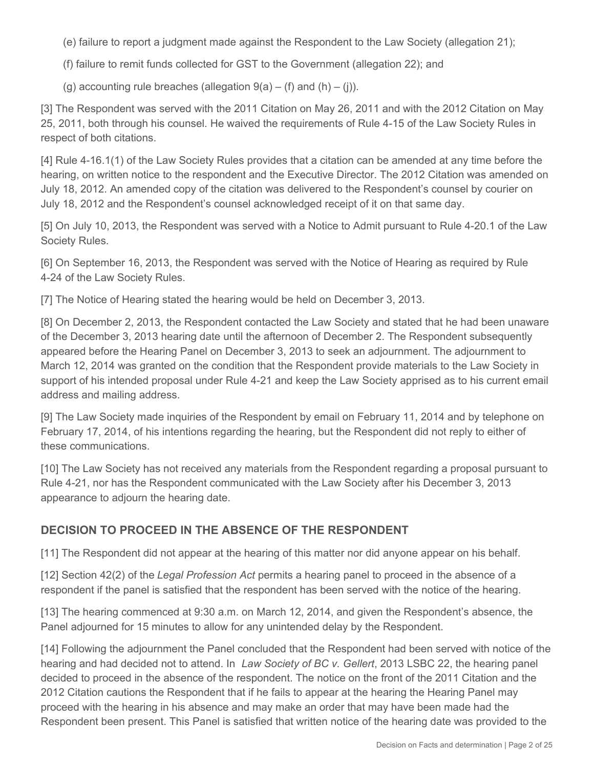(e) failure to report a judgment made against the Respondent to the Law Society (allegation 21);

(f) failure to remit funds collected for GST to the Government (allegation 22); and

(g) accounting rule breaches (allegation 9(a) – (f) and (h) – (j)).

[3] The Respondent was served with the 2011 Citation on May 26, 2011 and with the 2012 Citation on May 25, 2011, both through his counsel. He waived the requirements of Rule 4-15 of the Law Society Rules in respect of both citations.

[4] Rule 4-16.1(1) of the Law Society Rules provides that a citation can be amended at any time before the hearing, on written notice to the respondent and the Executive Director. The 2012 Citation was amended on July 18, 2012. An amended copy of the citation was delivered to the Respondent's counsel by courier on July 18, 2012 and the Respondent's counsel acknowledged receipt of it on that same day.

[5] On July 10, 2013, the Respondent was served with a Notice to Admit pursuant to Rule 4-20.1 of the Law Society Rules.

[6] On September 16, 2013, the Respondent was served with the Notice of Hearing as required by Rule 4-24 of the Law Society Rules.

[7] The Notice of Hearing stated the hearing would be held on December 3, 2013.

[8] On December 2, 2013, the Respondent contacted the Law Society and stated that he had been unaware of the December 3, 2013 hearing date until the afternoon of December 2. The Respondent subsequently appeared before the Hearing Panel on December 3, 2013 to seek an adjournment. The adjournment to March 12, 2014 was granted on the condition that the Respondent provide materials to the Law Society in support of his intended proposal under Rule 4-21 and keep the Law Society apprised as to his current email address and mailing address.

[9] The Law Society made inquiries of the Respondent by email on February 11, 2014 and by telephone on February 17, 2014, of his intentions regarding the hearing, but the Respondent did not reply to either of these communications.

[10] The Law Society has not received any materials from the Respondent regarding a proposal pursuant to Rule 4-21, nor has the Respondent communicated with the Law Society after his December 3, 2013 appearance to adjourn the hearing date.

## DECISION TO PROCEED IN THE ABSENCE OF THE RESPONDENT

[11] The Respondent did not appear at the hearing of this matter nor did anyone appear on his behalf.

[12] Section 42(2) of the *Legal Profession Act* permits a hearing panel to proceed in the absence of a respondent if the panel is satisfied that the respondent has been served with the notice of the hearing.

[13] The hearing commenced at 9:30 a.m. on March 12, 2014, and given the Respondent's absence, the Panel adjourned for 15 minutes to allow for any unintended delay by the Respondent.

[14] Following the adjournment the Panel concluded that the Respondent had been served with notice of the hearing and had decided not to attend. In *Law Society of BC v. Gellert*, 2013 LSBC 22, the hearing panel decided to proceed in the absence of the respondent. The notice on the front of the 2011 Citation and the 2012 Citation cautions the Respondent that if he fails to appear at the hearing the Hearing Panel may proceed with the hearing in his absence and may make an order that may have been made had the Respondent been present. This Panel is satisfied that written notice of the hearing date was provided to the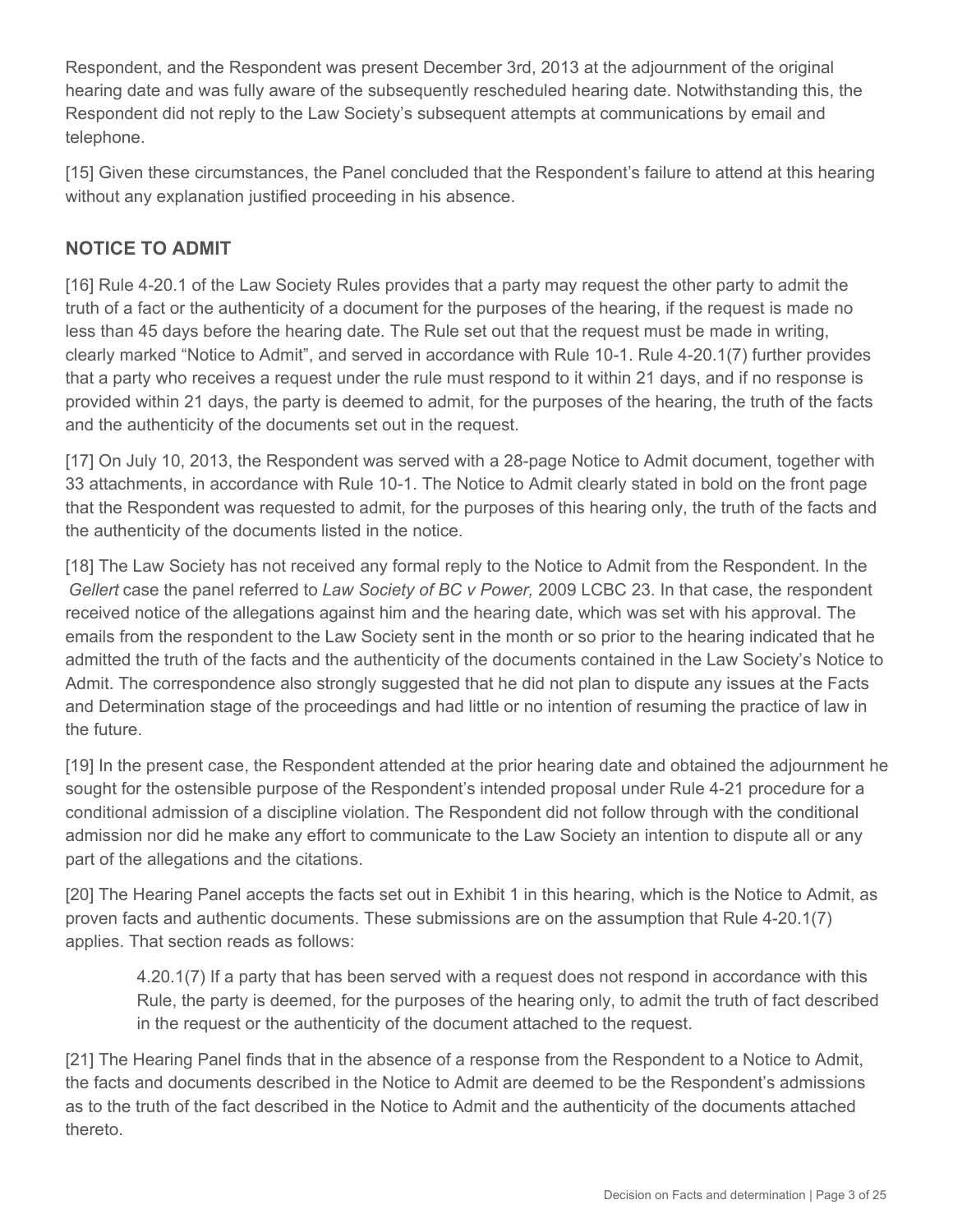Respondent, and the Respondent was present December 3rd, 2013 at the adjournment of the original hearing date and was fully aware of the subsequently rescheduled hearing date. Notwithstanding this, the Respondent did not reply to the Law Society's subsequent attempts at communications by email and telephone.

[15] Given these circumstances, the Panel concluded that the Respondent's failure to attend at this hearing without any explanation justified proceeding in his absence.

## NOTICE TO ADMIT

[16] Rule 4-20.1 of the Law Society Rules provides that a party may request the other party to admit the truth of a fact or the authenticity of a document for the purposes of the hearing, if the request is made no less than 45 days before the hearing date. The Rule set out that the request must be made in writing, clearly marked "Notice to Admit", and served in accordance with Rule 10-1. Rule 4-20.1(7) further provides that a party who receives a request under the rule must respond to it within 21 days, and if no response is provided within 21 days, the party is deemed to admit, for the purposes of the hearing, the truth of the facts and the authenticity of the documents set out in the request.

[17] On July 10, 2013, the Respondent was served with a 28-page Notice to Admit document, together with 33 attachments, in accordance with Rule 10-1. The Notice to Admit clearly stated in bold on the front page that the Respondent was requested to admit, for the purposes of this hearing only, the truth of the facts and the authenticity of the documents listed in the notice.

[18] The Law Society has not received any formal reply to the Notice to Admit from the Respondent. In the *Gellert* case the panel referred to *Law Society of BC v Power,* 2009 LCBC 23. In that case, the respondent received notice of the allegations against him and the hearing date, which was set with his approval. The emails from the respondent to the Law Society sent in the month or so prior to the hearing indicated that he admitted the truth of the facts and the authenticity of the documents contained in the Law Society's Notice to Admit. The correspondence also strongly suggested that he did not plan to dispute any issues at the Facts and Determination stage of the proceedings and had little or no intention of resuming the practice of law in the future.

[19] In the present case, the Respondent attended at the prior hearing date and obtained the adjournment he sought for the ostensible purpose of the Respondent's intended proposal under Rule 4-21 procedure for a conditional admission of a discipline violation. The Respondent did not follow through with the conditional admission nor did he make any effort to communicate to the Law Society an intention to dispute all or any part of the allegations and the citations.

[20] The Hearing Panel accepts the facts set out in Exhibit 1 in this hearing, which is the Notice to Admit, as proven facts and authentic documents. These submissions are on the assumption that Rule 4-20.1(7) applies. That section reads as follows:

> 4.20.1(7) If a party that has been served with a request does not respond in accordance with this Rule, the party is deemed, for the purposes of the hearing only, to admit the truth of fact described in the request or the authenticity of the document attached to the request.

[21] The Hearing Panel finds that in the absence of a response from the Respondent to a Notice to Admit, the facts and documents described in the Notice to Admit are deemed to be the Respondent's admissions as to the truth of the fact described in the Notice to Admit and the authenticity of the documents attached thereto.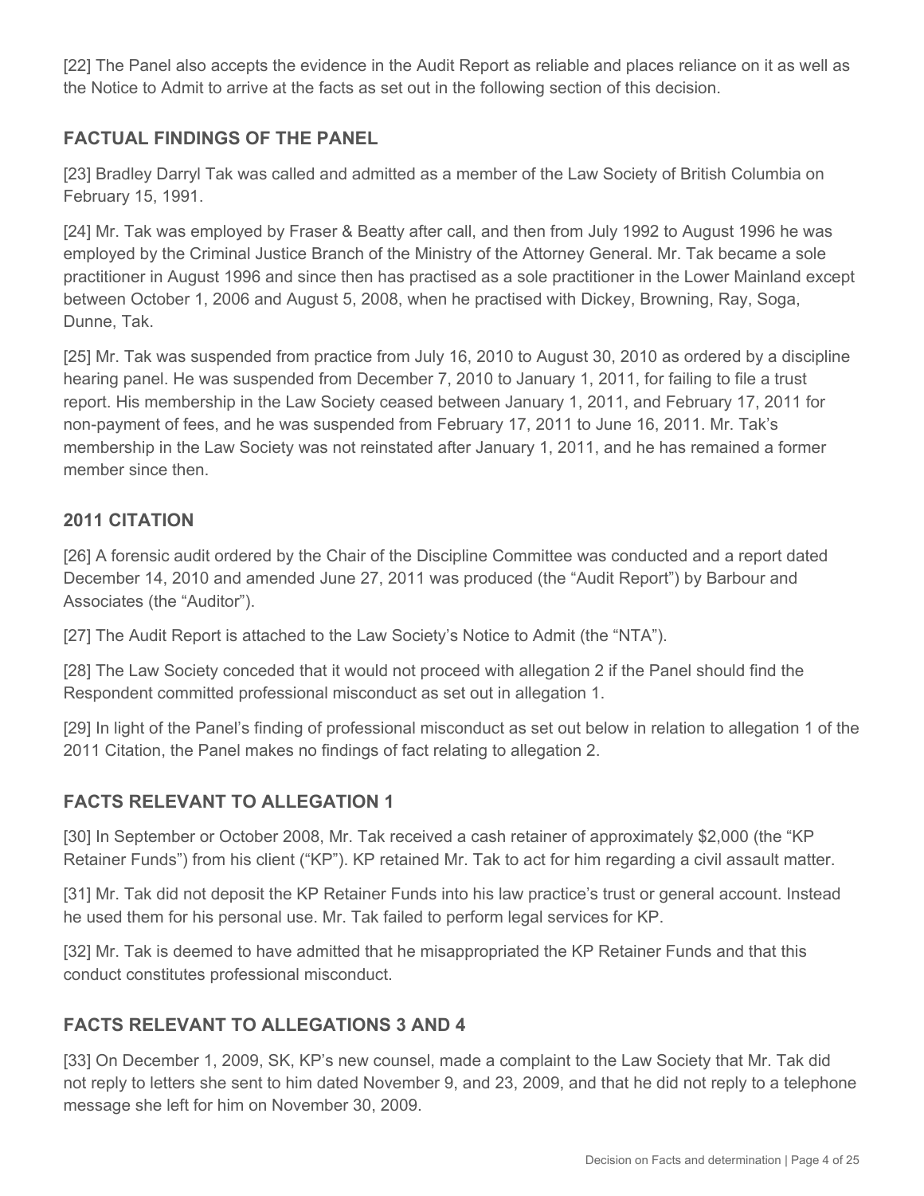[22] The Panel also accepts the evidence in the Audit Report as reliable and places reliance on it as well as the Notice to Admit to arrive at the facts as set out in the following section of this decision.

## FACTUAL FINDINGS OF THE PANEL

[23] Bradley Darryl Tak was called and admitted as a member of the Law Society of British Columbia on February 15, 1991.

[24] Mr. Tak was employed by Fraser & Beatty after call, and then from July 1992 to August 1996 he was employed by the Criminal Justice Branch of the Ministry of the Attorney General. Mr. Tak became a sole practitioner in August 1996 and since then has practised as a sole practitioner in the Lower Mainland except between October 1, 2006 and August 5, 2008, when he practised with Dickey, Browning, Ray, Soga, Dunne, Tak.

[25] Mr. Tak was suspended from practice from July 16, 2010 to August 30, 2010 as ordered by a discipline hearing panel. He was suspended from December 7, 2010 to January 1, 2011, for failing to file a trust report. His membership in the Law Society ceased between January 1, 2011, and February 17, 2011 for non-payment of fees, and he was suspended from February 17, 2011 to June 16, 2011. Mr. Tak's membership in the Law Society was not reinstated after January 1, 2011, and he has remained a former member since then.

## 2011 CITATION

[26] A forensic audit ordered by the Chair of the Discipline Committee was conducted and a report dated December 14, 2010 and amended June 27, 2011 was produced (the "Audit Report") by Barbour and Associates (the "Auditor").

[27] The Audit Report is attached to the Law Society's Notice to Admit (the "NTA").

[28] The Law Society conceded that it would not proceed with allegation 2 if the Panel should find the Respondent committed professional misconduct as set out in allegation 1.

[29] In light of the Panel's finding of professional misconduct as set out below in relation to allegation 1 of the 2011 Citation, the Panel makes no findings of fact relating to allegation 2.

## FACTS RELEVANT TO ALLEGATION 1

[30] In September or October 2008, Mr. Tak received a cash retainer of approximately $2,000 (the "KP Retainer Funds") from his client ("KP"). KP retained Mr. Tak to act for him regarding a civil assault matter.

[31] Mr. Tak did not deposit the KP Retainer Funds into his law practice's trust or general account. Instead he used them for his personal use. Mr. Tak failed to perform legal services for KP.

[32] Mr. Tak is deemed to have admitted that he misappropriated the KP Retainer Funds and that this conduct constitutes professional misconduct.

## FACTS RELEVANT TO ALLEGATIONS 3 AND 4

[33] On December 1, 2009, SK, KP's new counsel, made a complaint to the Law Society that Mr. Tak did not reply to letters she sent to him dated November 9, and 23, 2009, and that he did not reply to a telephone message she left for him on November 30, 2009.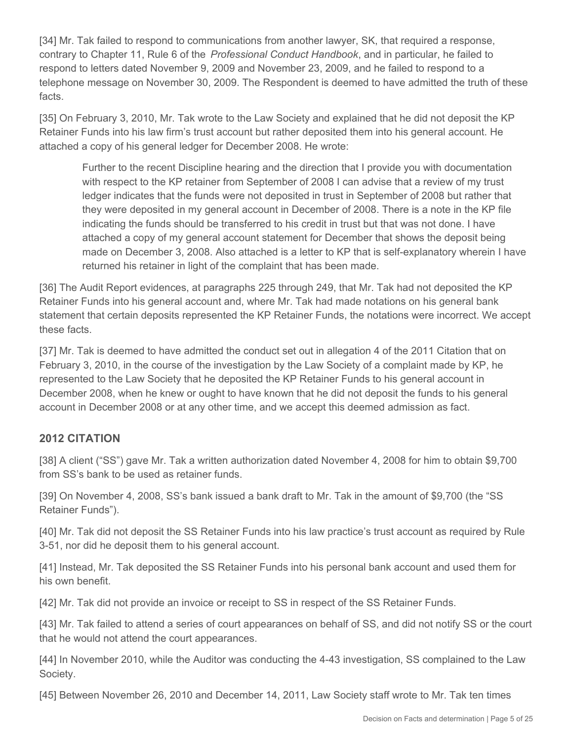[34] Mr. Tak failed to respond to communications from another lawyer, SK, that required a response, contrary to Chapter 11, Rule 6 of the *Professional Conduct Handbook*, and in particular, he failed to respond to letters dated November 9, 2009 and November 23, 2009, and he failed to respond to a telephone message on November 30, 2009. The Respondent is deemed to have admitted the truth of these facts.

[35] On February 3, 2010, Mr. Tak wrote to the Law Society and explained that he did not deposit the KP Retainer Funds into his law firm's trust account but rather deposited them into his general account. He attached a copy of his general ledger for December 2008. He wrote:

> Further to the recent Discipline hearing and the direction that I provide you with documentation with respect to the KP retainer from September of 2008 I can advise that a review of my trust ledger indicates that the funds were not deposited in trust in September of 2008 but rather that they were deposited in my general account in December of 2008. There is a note in the KP file indicating the funds should be transferred to his credit in trust but that was not done. I have attached a copy of my general account statement for December that shows the deposit being made on December 3, 2008. Also attached is a letter to KP that is self-explanatory wherein I have returned his retainer in light of the complaint that has been made.

[36] The Audit Report evidences, at paragraphs 225 through 249, that Mr. Tak had not deposited the KP Retainer Funds into his general account and, where Mr. Tak had made notations on his general bank statement that certain deposits represented the KP Retainer Funds, the notations were incorrect. We accept these facts.

[37] Mr. Tak is deemed to have admitted the conduct set out in allegation 4 of the 2011 Citation that on February 3, 2010, in the course of the investigation by the Law Society of a complaint made by KP, he represented to the Law Society that he deposited the KP Retainer Funds to his general account in December 2008, when he knew or ought to have known that he did not deposit the funds to his general account in December 2008 or at any other time, and we accept this deemed admission as fact.

## 2012 CITATION

[38] A client ("SS") gave Mr. Tak a written authorization dated November 4, 2008 for him to obtain $9,700 from SS's bank to be used as retainer funds.

[39] On November 4, 2008, SS's bank issued a bank draft to Mr. Tak in the amount of $9,700 (the "SS Retainer Funds").

[40] Mr. Tak did not deposit the SS Retainer Funds into his law practice's trust account as required by Rule 3-51, nor did he deposit them to his general account.

[41] Instead, Mr. Tak deposited the SS Retainer Funds into his personal bank account and used them for his own benefit.

[42] Mr. Tak did not provide an invoice or receipt to SS in respect of the SS Retainer Funds.

[43] Mr. Tak failed to attend a series of court appearances on behalf of SS, and did not notify SS or the court that he would not attend the court appearances.

[44] In November 2010, while the Auditor was conducting the 4-43 investigation, SS complained to the Law Society.

[45] Between November 26, 2010 and December 14, 2011, Law Society staff wrote to Mr. Tak ten times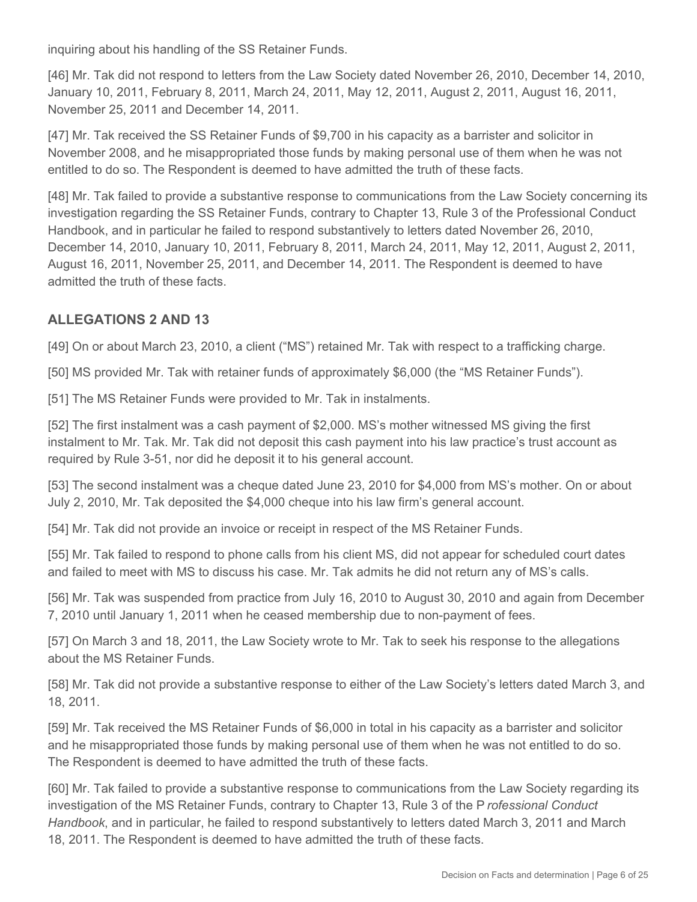inquiring about his handling of the SS Retainer Funds.

[46] Mr. Tak did not respond to letters from the Law Society dated November 26, 2010, December 14, 2010, January 10, 2011, February 8, 2011, March 24, 2011, May 12, 2011, August 2, 2011, August 16, 2011, November 25, 2011 and December 14, 2011.

[47] Mr. Tak received the SS Retainer Funds of $9,700 in his capacity as a barrister and solicitor in November 2008, and he misappropriated those funds by making personal use of them when he was not entitled to do so. The Respondent is deemed to have admitted the truth of these facts.

[48] Mr. Tak failed to provide a substantive response to communications from the Law Society concerning its investigation regarding the SS Retainer Funds, contrary to Chapter 13, Rule 3 of the Professional Conduct Handbook, and in particular he failed to respond substantively to letters dated November 26, 2010, December 14, 2010, January 10, 2011, February 8, 2011, March 24, 2011, May 12, 2011, August 2, 2011, August 16, 2011, November 25, 2011, and December 14, 2011. The Respondent is deemed to have admitted the truth of these facts.

## ALLEGATIONS 2 AND 13

[49] On or about March 23, 2010, a client ("MS") retained Mr. Tak with respect to a trafficking charge.

[50] MS provided Mr. Tak with retainer funds of approximately $6,000 (the "MS Retainer Funds").

[51] The MS Retainer Funds were provided to Mr. Tak in instalments.

[52] The first instalment was a cash payment of $2,000. MS's mother witnessed MS giving the first instalment to Mr. Tak. Mr. Tak did not deposit this cash payment into his law practice's trust account as required by Rule 3-51, nor did he deposit it to his general account.

[53] The second instalment was a cheque dated June 23, 2010 for $4,000 from MS's mother. On or about July 2, 2010, Mr. Tak deposited the $4,000 cheque into his law firm's general account.

[54] Mr. Tak did not provide an invoice or receipt in respect of the MS Retainer Funds.

[55] Mr. Tak failed to respond to phone calls from his client MS, did not appear for scheduled court dates and failed to meet with MS to discuss his case. Mr. Tak admits he did not return any of MS's calls.

[56] Mr. Tak was suspended from practice from July 16, 2010 to August 30, 2010 and again from December 7, 2010 until January 1, 2011 when he ceased membership due to non-payment of fees.

[57] On March 3 and 18, 2011, the Law Society wrote to Mr. Tak to seek his response to the allegations about the MS Retainer Funds.

[58] Mr. Tak did not provide a substantive response to either of the Law Society's letters dated March 3, and 18, 2011.

[59] Mr. Tak received the MS Retainer Funds of $6,000 in total in his capacity as a barrister and solicitor and he misappropriated those funds by making personal use of them when he was not entitled to do so. The Respondent is deemed to have admitted the truth of these facts.

[60] Mr. Tak failed to provide a substantive response to communications from the Law Society regarding its investigation of the MS Retainer Funds, contrary to Chapter 13, Rule 3 of the *Professional Conduct Handbook*, and in particular, he failed to respond substantively to letters dated March 3, 2011 and March 18, 2011. The Respondent is deemed to have admitted the truth of these facts.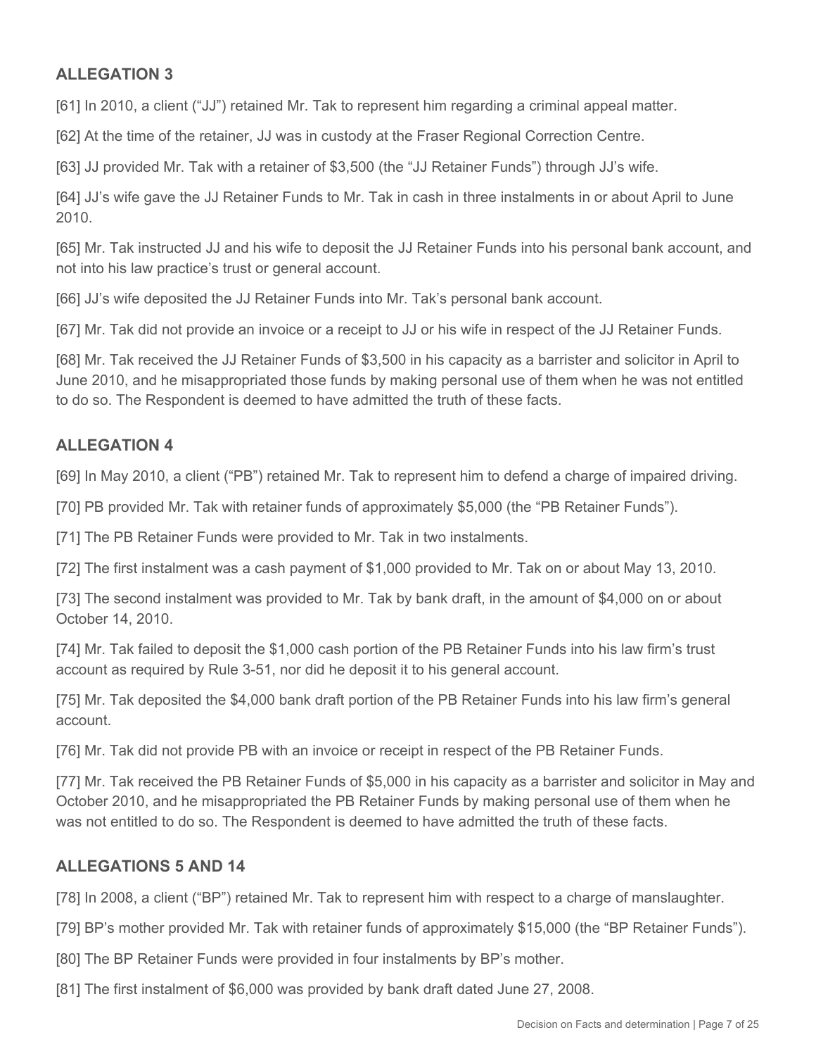## ALLEGATION 3

[61] In 2010, a client ("JJ") retained Mr. Tak to represent him regarding a criminal appeal matter.

[62] At the time of the retainer, JJ was in custody at the Fraser Regional Correction Centre.

[63] JJ provided Mr. Tak with a retainer of $3,500 (the "JJ Retainer Funds") through JJ's wife.

[64] JJ's wife gave the JJ Retainer Funds to Mr. Tak in cash in three instalments in or about April to June 2010.

[65] Mr. Tak instructed JJ and his wife to deposit the JJ Retainer Funds into his personal bank account, and not into his law practice's trust or general account.

[66] JJ's wife deposited the JJ Retainer Funds into Mr. Tak's personal bank account.

[67] Mr. Tak did not provide an invoice or a receipt to JJ or his wife in respect of the JJ Retainer Funds.

[68] Mr. Tak received the JJ Retainer Funds of $3,500 in his capacity as a barrister and solicitor in April to June 2010, and he misappropriated those funds by making personal use of them when he was not entitled to do so. The Respondent is deemed to have admitted the truth of these facts.

## ALLEGATION 4

[69] In May 2010, a client ("PB") retained Mr. Tak to represent him to defend a charge of impaired driving.

[70] PB provided Mr. Tak with retainer funds of approximately $5,000 (the "PB Retainer Funds").

[71] The PB Retainer Funds were provided to Mr. Tak in two instalments.

[72] The first instalment was a cash payment of $1,000 provided to Mr. Tak on or about May 13, 2010.

[73] The second instalment was provided to Mr. Tak by bank draft, in the amount of $4,000 on or about October 14, 2010.

[74] Mr. Tak failed to deposit the $1,000 cash portion of the PB Retainer Funds into his law firm's trust account as required by Rule 3-51, nor did he deposit it to his general account.

[75] Mr. Tak deposited the $4,000 bank draft portion of the PB Retainer Funds into his law firm's general account.

[76] Mr. Tak did not provide PB with an invoice or receipt in respect of the PB Retainer Funds.

[77] Mr. Tak received the PB Retainer Funds of $5,000 in his capacity as a barrister and solicitor in May and October 2010, and he misappropriated the PB Retainer Funds by making personal use of them when he was not entitled to do so. The Respondent is deemed to have admitted the truth of these facts.

## ALLEGATIONS 5 AND 14

[78] In 2008, a client ("BP") retained Mr. Tak to represent him with respect to a charge of manslaughter.

[79] BP's mother provided Mr. Tak with retainer funds of approximately $15,000 (the "BP Retainer Funds").

[80] The BP Retainer Funds were provided in four instalments by BP's mother.

[81] The first instalment of $6,000 was provided by bank draft dated June 27, 2008.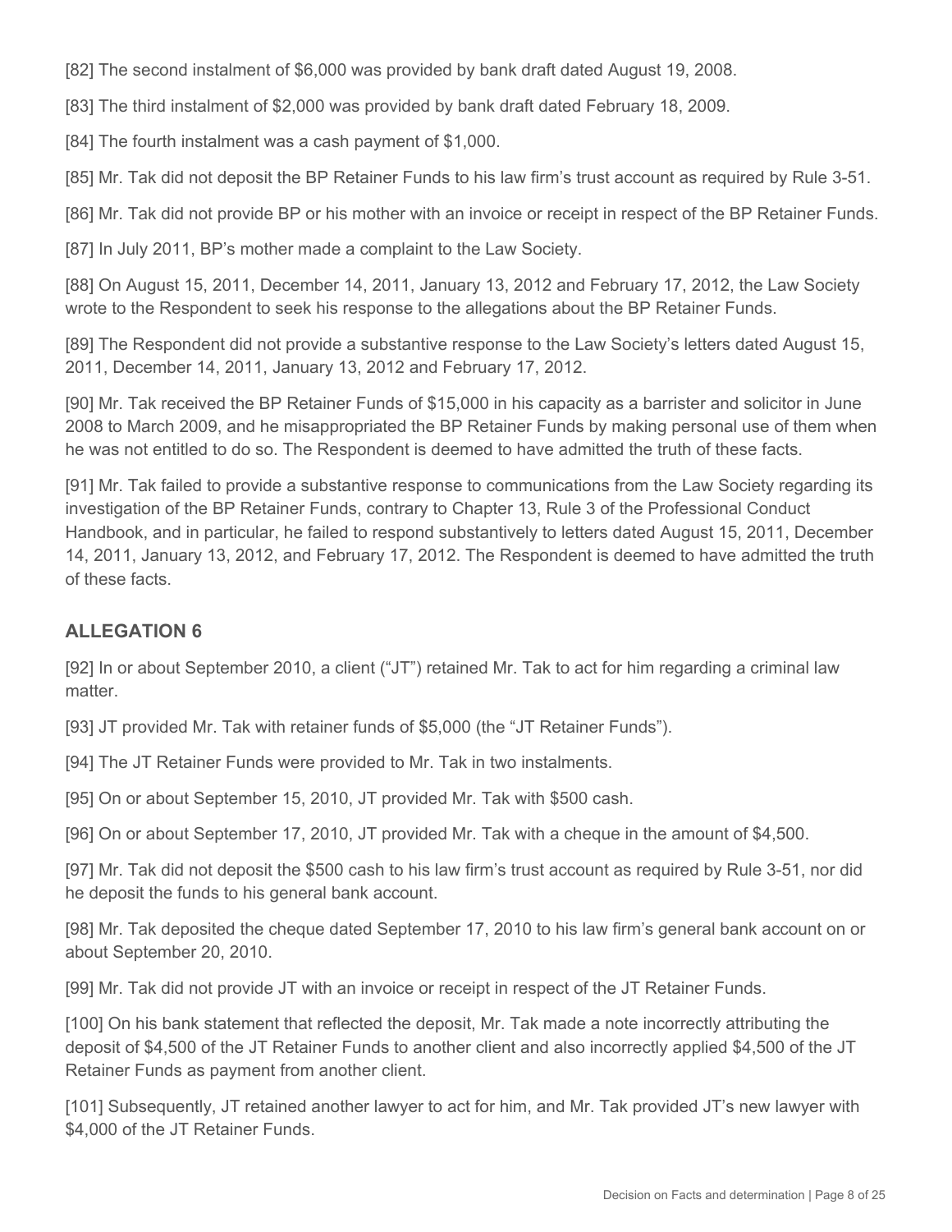[82] The second instalment of $6,000 was provided by bank draft dated August 19, 2008.

[83] The third instalment of $2,000 was provided by bank draft dated February 18, 2009.

[84] The fourth instalment was a cash payment of $1,000.

[85] Mr. Tak did not deposit the BP Retainer Funds to his law firm's trust account as required by Rule 3-51.

[86] Mr. Tak did not provide BP or his mother with an invoice or receipt in respect of the BP Retainer Funds.

[87] In July 2011, BP's mother made a complaint to the Law Society.

[88] On August 15, 2011, December 14, 2011, January 13, 2012 and February 17, 2012, the Law Society wrote to the Respondent to seek his response to the allegations about the BP Retainer Funds.

[89] The Respondent did not provide a substantive response to the Law Society's letters dated August 15, 2011, December 14, 2011, January 13, 2012 and February 17, 2012.

[90] Mr. Tak received the BP Retainer Funds of $15,000 in his capacity as a barrister and solicitor in June 2008 to March 2009, and he misappropriated the BP Retainer Funds by making personal use of them when he was not entitled to do so. The Respondent is deemed to have admitted the truth of these facts.

[91] Mr. Tak failed to provide a substantive response to communications from the Law Society regarding its investigation of the BP Retainer Funds, contrary to Chapter 13, Rule 3 of the Professional Conduct Handbook, and in particular, he failed to respond substantively to letters dated August 15, 2011, December 14, 2011, January 13, 2012, and February 17, 2012. The Respondent is deemed to have admitted the truth of these facts.

## ALLEGATION 6

[92] In or about September 2010, a client ("JT") retained Mr. Tak to act for him regarding a criminal law matter.

[93] JT provided Mr. Tak with retainer funds of $5,000 (the "JT Retainer Funds").

[94] The JT Retainer Funds were provided to Mr. Tak in two instalments.

[95] On or about September 15, 2010, JT provided Mr. Tak with $500 cash.

[96] On or about September 17, 2010, JT provided Mr. Tak with a cheque in the amount of $4,500.

[97] Mr. Tak did not deposit the $500 cash to his law firm's trust account as required by Rule 3-51, nor did he deposit the funds to his general bank account.

[98] Mr. Tak deposited the cheque dated September 17, 2010 to his law firm's general bank account on or about September 20, 2010.

[99] Mr. Tak did not provide JT with an invoice or receipt in respect of the JT Retainer Funds.

[100] On his bank statement that reflected the deposit, Mr. Tak made a note incorrectly attributing the deposit of $4,500 of the JT Retainer Funds to another client and also incorrectly applied $4,500 of the JT Retainer Funds as payment from another client.

[101] Subsequently, JT retained another lawyer to act for him, and Mr. Tak provided JT's new lawyer with $4,000 of the JT Retainer Funds.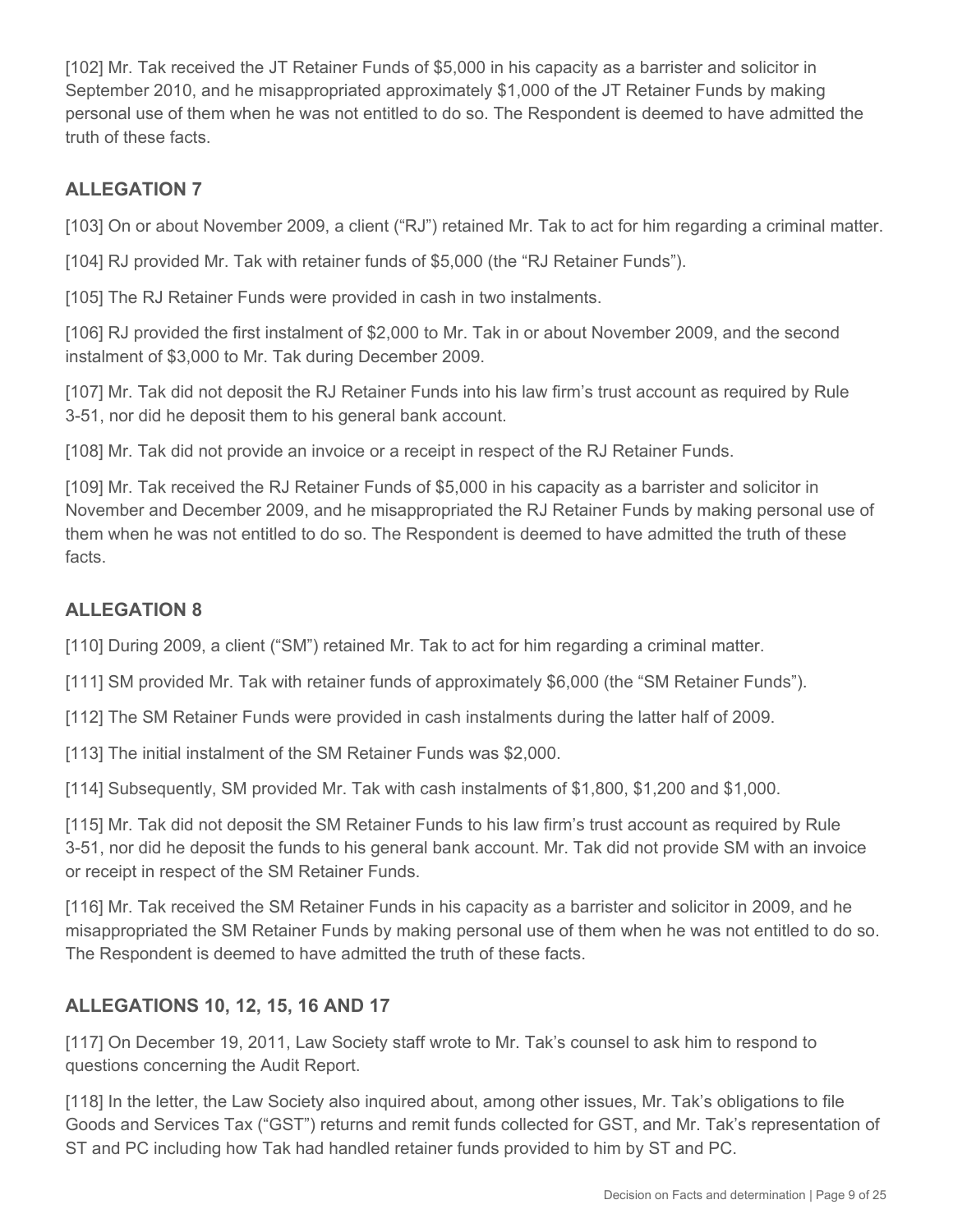[102] Mr. Tak received the JT Retainer Funds of $5,000 in his capacity as a barrister and solicitor in September 2010, and he misappropriated approximately $1,000 of the JT Retainer Funds by making personal use of them when he was not entitled to do so. The Respondent is deemed to have admitted the truth of these facts.

## ALLEGATION 7

[103] On or about November 2009, a client ("RJ") retained Mr. Tak to act for him regarding a criminal matter.

[104] RJ provided Mr. Tak with retainer funds of $5,000 (the "RJ Retainer Funds").

[105] The RJ Retainer Funds were provided in cash in two instalments.

[106] RJ provided the first instalment of $2,000 to Mr. Tak in or about November 2009, and the second instalment of $3,000 to Mr. Tak during December 2009.

[107] Mr. Tak did not deposit the RJ Retainer Funds into his law firm's trust account as required by Rule 3-51, nor did he deposit them to his general bank account.

[108] Mr. Tak did not provide an invoice or a receipt in respect of the RJ Retainer Funds.

[109] Mr. Tak received the RJ Retainer Funds of $5,000 in his capacity as a barrister and solicitor in November and December 2009, and he misappropriated the RJ Retainer Funds by making personal use of them when he was not entitled to do so. The Respondent is deemed to have admitted the truth of these facts.

## ALLEGATION 8

[110] During 2009, a client ("SM") retained Mr. Tak to act for him regarding a criminal matter.

[111] SM provided Mr. Tak with retainer funds of approximately $6,000 (the "SM Retainer Funds").

[112] The SM Retainer Funds were provided in cash instalments during the latter half of 2009.

[113] The initial instalment of the SM Retainer Funds was $2,000.

[114] Subsequently, SM provided Mr. Tak with cash instalments of $1,800, $1,200 and $1,000.

[115] Mr. Tak did not deposit the SM Retainer Funds to his law firm's trust account as required by Rule 3-51, nor did he deposit the funds to his general bank account. Mr. Tak did not provide SM with an invoice or receipt in respect of the SM Retainer Funds.

[116] Mr. Tak received the SM Retainer Funds in his capacity as a barrister and solicitor in 2009, and he misappropriated the SM Retainer Funds by making personal use of them when he was not entitled to do so. The Respondent is deemed to have admitted the truth of these facts.

## ALLEGATIONS 10, 12, 15, 16 AND 17

[117] On December 19, 2011, Law Society staff wrote to Mr. Tak's counsel to ask him to respond to questions concerning the Audit Report.

[118] In the letter, the Law Society also inquired about, among other issues, Mr. Tak's obligations to file Goods and Services Tax ("GST") returns and remit funds collected for GST, and Mr. Tak's representation of ST and PC including how Tak had handled retainer funds provided to him by ST and PC.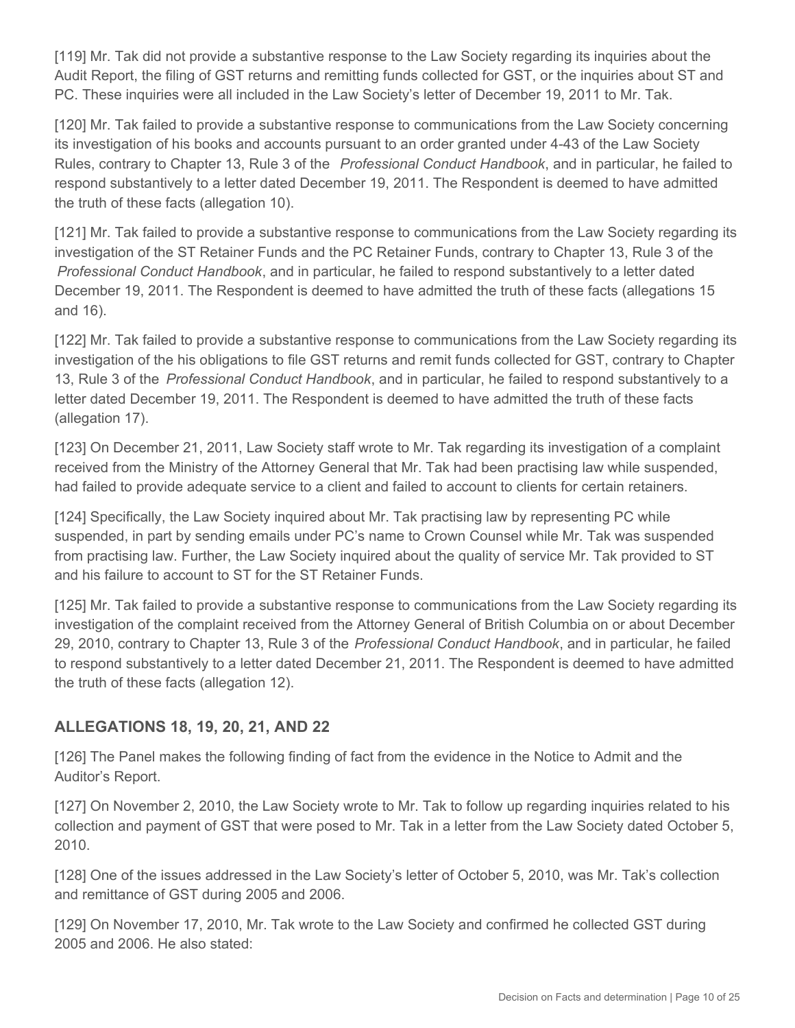[119] Mr. Tak did not provide a substantive response to the Law Society regarding its inquiries about the Audit Report, the filing of GST returns and remitting funds collected for GST, or the inquiries about ST and PC. These inquiries were all included in the Law Society's letter of December 19, 2011 to Mr. Tak.

[120] Mr. Tak failed to provide a substantive response to communications from the Law Society concerning its investigation of his books and accounts pursuant to an order granted under 4-43 of the Law Society Rules, contrary to Chapter 13, Rule 3 of the *Professional Conduct Handbook*, and in particular, he failed to respond substantively to a letter dated December 19, 2011. The Respondent is deemed to have admitted the truth of these facts (allegation 10).

[121] Mr. Tak failed to provide a substantive response to communications from the Law Society regarding its investigation of the ST Retainer Funds and the PC Retainer Funds, contrary to Chapter 13, Rule 3 of the *Professional Conduct Handbook*, and in particular, he failed to respond substantively to a letter dated December 19, 2011. The Respondent is deemed to have admitted the truth of these facts (allegations 15 and 16).

[122] Mr. Tak failed to provide a substantive response to communications from the Law Society regarding its investigation of the his obligations to file GST returns and remit funds collected for GST, contrary to Chapter 13, Rule 3 of the *Professional Conduct Handbook*, and in particular, he failed to respond substantively to a letter dated December 19, 2011. The Respondent is deemed to have admitted the truth of these facts (allegation 17).

[123] On December 21, 2011, Law Society staff wrote to Mr. Tak regarding its investigation of a complaint received from the Ministry of the Attorney General that Mr. Tak had been practising law while suspended, had failed to provide adequate service to a client and failed to account to clients for certain retainers.

[124] Specifically, the Law Society inquired about Mr. Tak practising law by representing PC while suspended, in part by sending emails under PC's name to Crown Counsel while Mr. Tak was suspended from practising law. Further, the Law Society inquired about the quality of service Mr. Tak provided to ST and his failure to account to ST for the ST Retainer Funds.

[125] Mr. Tak failed to provide a substantive response to communications from the Law Society regarding its investigation of the complaint received from the Attorney General of British Columbia on or about December 29, 2010, contrary to Chapter 13, Rule 3 of the *Professional Conduct Handbook*, and in particular, he failed to respond substantively to a letter dated December 21, 2011. The Respondent is deemed to have admitted the truth of these facts (allegation 12).

## ALLEGATIONS 18, 19, 20, 21, AND 22

[126] The Panel makes the following finding of fact from the evidence in the Notice to Admit and the Auditor's Report.

[127] On November 2, 2010, the Law Society wrote to Mr. Tak to follow up regarding inquiries related to his collection and payment of GST that were posed to Mr. Tak in a letter from the Law Society dated October 5, 2010.

[128] One of the issues addressed in the Law Society's letter of October 5, 2010, was Mr. Tak's collection and remittance of GST during 2005 and 2006.

[129] On November 17, 2010, Mr. Tak wrote to the Law Society and confirmed he collected GST during 2005 and 2006. He also stated: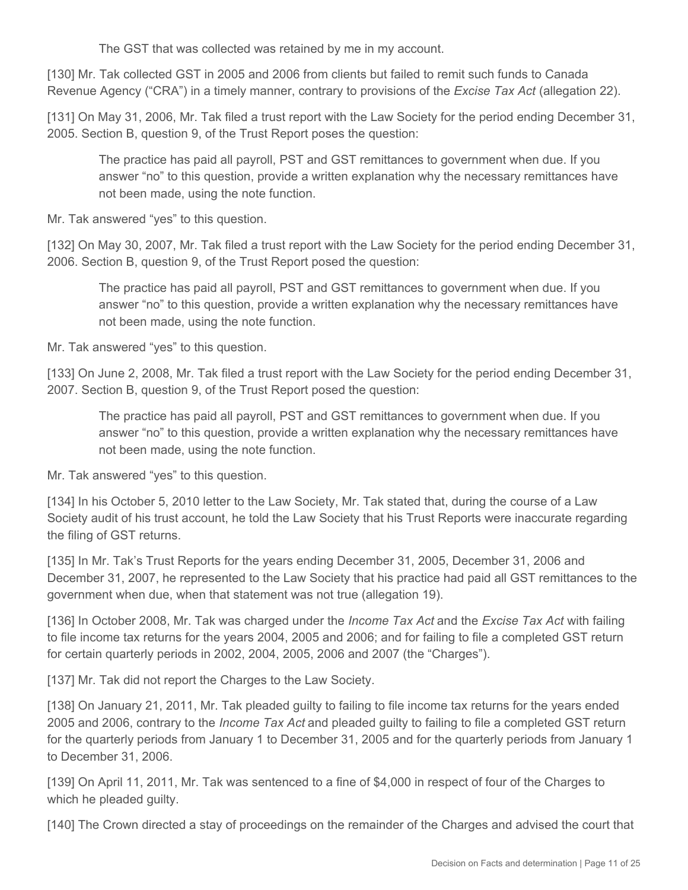> The GST that was collected was retained by me in my account.

[130] Mr. Tak collected GST in 2005 and 2006 from clients but failed to remit such funds to Canada Revenue Agency ("CRA") in a timely manner, contrary to provisions of the *Excise Tax Act* (allegation 22).

[131] On May 31, 2006, Mr. Tak filed a trust report with the Law Society for the period ending December 31, 2005. Section B, question 9, of the Trust Report poses the question:

> The practice has paid all payroll, PST and GST remittances to government when due. If you answer "no" to this question, provide a written explanation why the necessary remittances have not been made, using the note function.

Mr. Tak answered "yes" to this question.

[132] On May 30, 2007, Mr. Tak filed a trust report with the Law Society for the period ending December 31, 2006. Section B, question 9, of the Trust Report posed the question:

> The practice has paid all payroll, PST and GST remittances to government when due. If you answer "no" to this question, provide a written explanation why the necessary remittances have not been made, using the note function.

Mr. Tak answered "yes" to this question.

[133] On June 2, 2008, Mr. Tak filed a trust report with the Law Society for the period ending December 31, 2007. Section B, question 9, of the Trust Report posed the question:

> The practice has paid all payroll, PST and GST remittances to government when due. If you answer "no" to this question, provide a written explanation why the necessary remittances have not been made, using the note function.

Mr. Tak answered "yes" to this question.

[134] In his October 5, 2010 letter to the Law Society, Mr. Tak stated that, during the course of a Law Society audit of his trust account, he told the Law Society that his Trust Reports were inaccurate regarding the filing of GST returns.

[135] In Mr. Tak's Trust Reports for the years ending December 31, 2005, December 31, 2006 and December 31, 2007, he represented to the Law Society that his practice had paid all GST remittances to the government when due, when that statement was not true (allegation 19).

[136] In October 2008, Mr. Tak was charged under the *Income Tax Act* and the *Excise Tax Act* with failing to file income tax returns for the years 2004, 2005 and 2006; and for failing to file a completed GST return for certain quarterly periods in 2002, 2004, 2005, 2006 and 2007 (the "Charges").

[137] Mr. Tak did not report the Charges to the Law Society.

[138] On January 21, 2011, Mr. Tak pleaded guilty to failing to file income tax returns for the years ended 2005 and 2006, contrary to the *Income Tax Act* and pleaded guilty to failing to file a completed GST return for the quarterly periods from January 1 to December 31, 2005 and for the quarterly periods from January 1 to December 31, 2006.

[139] On April 11, 2011, Mr. Tak was sentenced to a fine of $4,000 in respect of four of the Charges to which he pleaded guilty.

[140] The Crown directed a stay of proceedings on the remainder of the Charges and advised the court that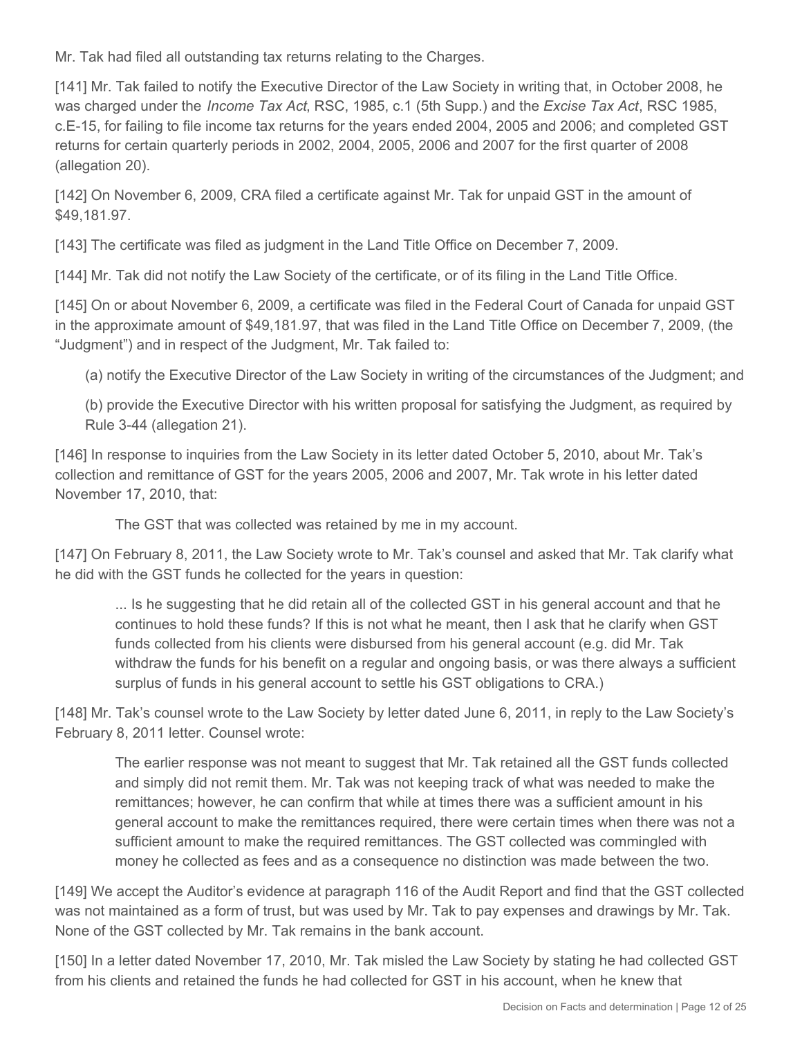Mr. Tak had filed all outstanding tax returns relating to the Charges.

[141] Mr. Tak failed to notify the Executive Director of the Law Society in writing that, in October 2008, he was charged under the *Income Tax Act*, RSC, 1985, c.1 (5th Supp.) and the *Excise Tax Act*, RSC 1985, c.E-15, for failing to file income tax returns for the years ended 2004, 2005 and 2006; and completed GST returns for certain quarterly periods in 2002, 2004, 2005, 2006 and 2007 for the first quarter of 2008 (allegation 20).

[142] On November 6, 2009, CRA filed a certificate against Mr. Tak for unpaid GST in the amount of $49,181.97.

[143] The certificate was filed as judgment in the Land Title Office on December 7, 2009.

[144] Mr. Tak did not notify the Law Society of the certificate, or of its filing in the Land Title Office.

[145] On or about November 6, 2009, a certificate was filed in the Federal Court of Canada for unpaid GST in the approximate amount of $49,181.97, that was filed in the Land Title Office on December 7, 2009, (the "Judgment") and in respect of the Judgment, Mr. Tak failed to:

(a) notify the Executive Director of the Law Society in writing of the circumstances of the Judgment; and

(b) provide the Executive Director with his written proposal for satisfying the Judgment, as required by Rule 3-44 (allegation 21).

[146] In response to inquiries from the Law Society in its letter dated October 5, 2010, about Mr. Tak's collection and remittance of GST for the years 2005, 2006 and 2007, Mr. Tak wrote in his letter dated November 17, 2010, that:

> The GST that was collected was retained by me in my account.

[147] On February 8, 2011, the Law Society wrote to Mr. Tak's counsel and asked that Mr. Tak clarify what he did with the GST funds he collected for the years in question:

> ... Is he suggesting that he did retain all of the collected GST in his general account and that he continues to hold these funds? If this is not what he meant, then I ask that he clarify when GST funds collected from his clients were disbursed from his general account (e.g. did Mr. Tak withdraw the funds for his benefit on a regular and ongoing basis, or was there always a sufficient surplus of funds in his general account to settle his GST obligations to CRA.)

[148] Mr. Tak's counsel wrote to the Law Society by letter dated June 6, 2011, in reply to the Law Society's February 8, 2011 letter. Counsel wrote:

> The earlier response was not meant to suggest that Mr. Tak retained all the GST funds collected and simply did not remit them. Mr. Tak was not keeping track of what was needed to make the remittances; however, he can confirm that while at times there was a sufficient amount in his general account to make the remittances required, there were certain times when there was not a sufficient amount to make the required remittances. The GST collected was commingled with money he collected as fees and as a consequence no distinction was made between the two.

[149] We accept the Auditor's evidence at paragraph 116 of the Audit Report and find that the GST collected was not maintained as a form of trust, but was used by Mr. Tak to pay expenses and drawings by Mr. Tak. None of the GST collected by Mr. Tak remains in the bank account.

[150] In a letter dated November 17, 2010, Mr. Tak misled the Law Society by stating he had collected GST from his clients and retained the funds he had collected for GST in his account, when he knew that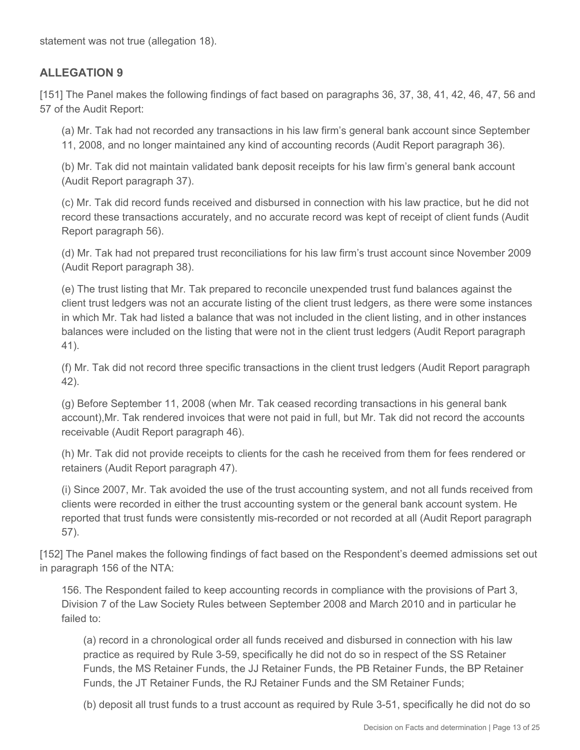statement was not true (allegation 18).

## ALLEGATION 9

[151] The Panel makes the following findings of fact based on paragraphs 36, 37, 38, 41, 42, 46, 47, 56 and 57 of the Audit Report:

(a) Mr. Tak had not recorded any transactions in his law firm's general bank account since September 11, 2008, and no longer maintained any kind of accounting records (Audit Report paragraph 36).

(b) Mr. Tak did not maintain validated bank deposit receipts for his law firm's general bank account (Audit Report paragraph 37).

(c) Mr. Tak did record funds received and disbursed in connection with his law practice, but he did not record these transactions accurately, and no accurate record was kept of receipt of client funds (Audit Report paragraph 56).

(d) Mr. Tak had not prepared trust reconciliations for his law firm's trust account since November 2009 (Audit Report paragraph 38).

(e) The trust listing that Mr. Tak prepared to reconcile unexpended trust fund balances against the client trust ledgers was not an accurate listing of the client trust ledgers, as there were some instances in which Mr. Tak had listed a balance that was not included in the client listing, and in other instances balances were included on the listing that were not in the client trust ledgers (Audit Report paragraph 41).

(f) Mr. Tak did not record three specific transactions in the client trust ledgers (Audit Report paragraph 42).

(g) Before September 11, 2008 (when Mr. Tak ceased recording transactions in his general bank account),Mr. Tak rendered invoices that were not paid in full, but Mr. Tak did not record the accounts receivable (Audit Report paragraph 46).

(h) Mr. Tak did not provide receipts to clients for the cash he received from them for fees rendered or retainers (Audit Report paragraph 47).

(i) Since 2007, Mr. Tak avoided the use of the trust accounting system, and not all funds received from clients were recorded in either the trust accounting system or the general bank account system. He reported that trust funds were consistently mis-recorded or not recorded at all (Audit Report paragraph 57).

[152] The Panel makes the following findings of fact based on the Respondent's deemed admissions set out in paragraph 156 of the NTA:

156. The Respondent failed to keep accounting records in compliance with the provisions of Part 3, Division 7 of the Law Society Rules between September 2008 and March 2010 and in particular he failed to:

(a) record in a chronological order all funds received and disbursed in connection with his law practice as required by Rule 3-59, specifically he did not do so in respect of the SS Retainer Funds, the MS Retainer Funds, the JJ Retainer Funds, the PB Retainer Funds, the BP Retainer Funds, the JT Retainer Funds, the RJ Retainer Funds and the SM Retainer Funds;

(b) deposit all trust funds to a trust account as required by Rule 3-51, specifically he did not do so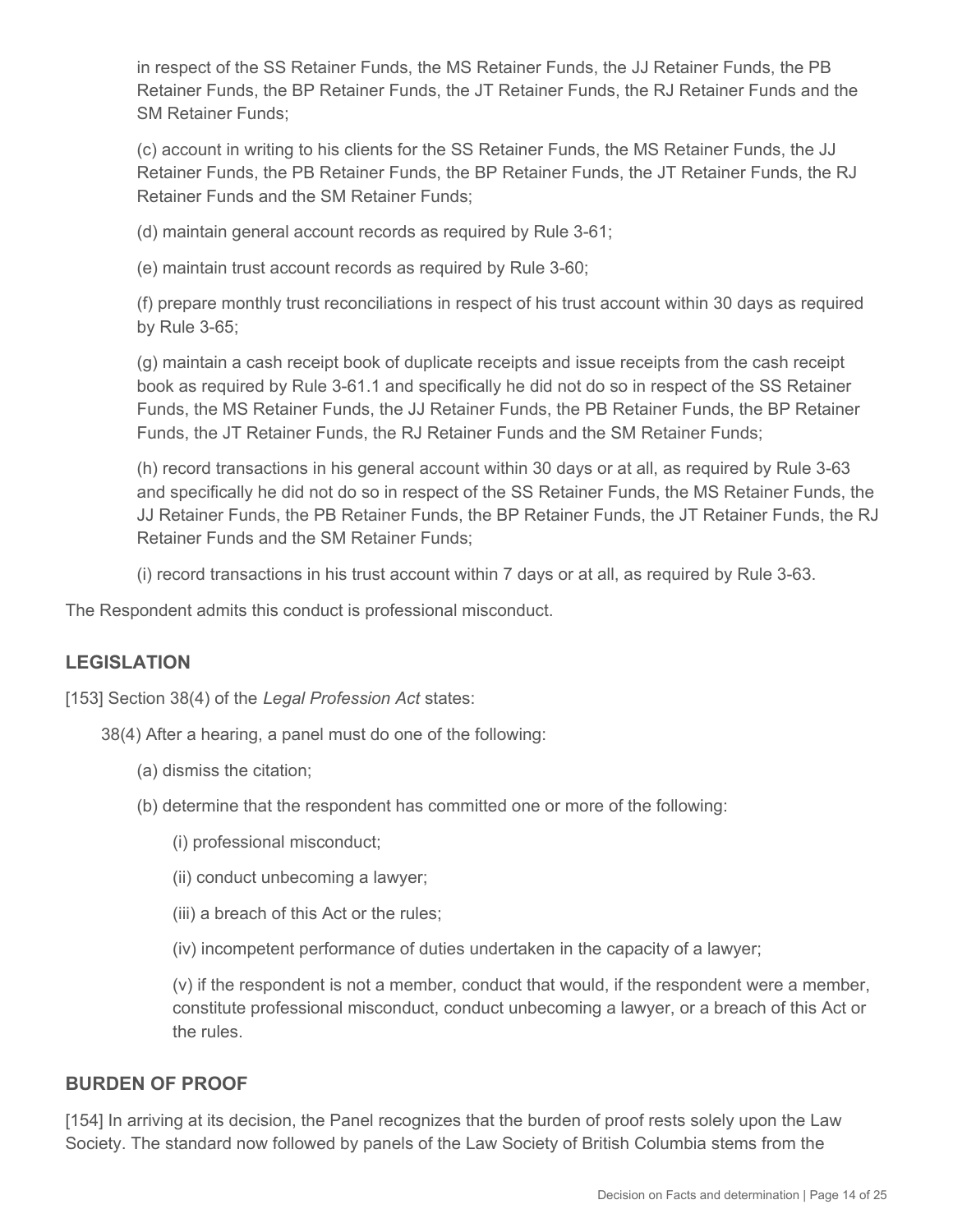in respect of the SS Retainer Funds, the MS Retainer Funds, the JJ Retainer Funds, the PB Retainer Funds, the BP Retainer Funds, the JT Retainer Funds, the RJ Retainer Funds and the SM Retainer Funds;

(c) account in writing to his clients for the SS Retainer Funds, the MS Retainer Funds, the JJ Retainer Funds, the PB Retainer Funds, the BP Retainer Funds, the JT Retainer Funds, the RJ Retainer Funds and the SM Retainer Funds;

(d) maintain general account records as required by Rule 3-61;

(e) maintain trust account records as required by Rule 3-60;

(f) prepare monthly trust reconciliations in respect of his trust account within 30 days as required by Rule 3-65;

(g) maintain a cash receipt book of duplicate receipts and issue receipts from the cash receipt book as required by Rule 3-61.1 and specifically he did not do so in respect of the SS Retainer Funds, the MS Retainer Funds, the JJ Retainer Funds, the PB Retainer Funds, the BP Retainer Funds, the JT Retainer Funds, the RJ Retainer Funds and the SM Retainer Funds;

(h) record transactions in his general account within 30 days or at all, as required by Rule 3-63 and specifically he did not do so in respect of the SS Retainer Funds, the MS Retainer Funds, the JJ Retainer Funds, the PB Retainer Funds, the BP Retainer Funds, the JT Retainer Funds, the RJ Retainer Funds and the SM Retainer Funds;

(i) record transactions in his trust account within 7 days or at all, as required by Rule 3-63.

The Respondent admits this conduct is professional misconduct.

## LEGISLATION

[153] Section 38(4) of the *Legal Profession Act* states:

38(4) After a hearing, a panel must do one of the following:

(a) dismiss the citation;

(b) determine that the respondent has committed one or more of the following:

(i) professional misconduct;

(ii) conduct unbecoming a lawyer;

(iii) a breach of this Act or the rules;

(iv) incompetent performance of duties undertaken in the capacity of a lawyer;

(v) if the respondent is not a member, conduct that would, if the respondent were a member, constitute professional misconduct, conduct unbecoming a lawyer, or a breach of this Act or the rules.

## BURDEN OF PROOF

[154] In arriving at its decision, the Panel recognizes that the burden of proof rests solely upon the Law Society. The standard now followed by panels of the Law Society of British Columbia stems from the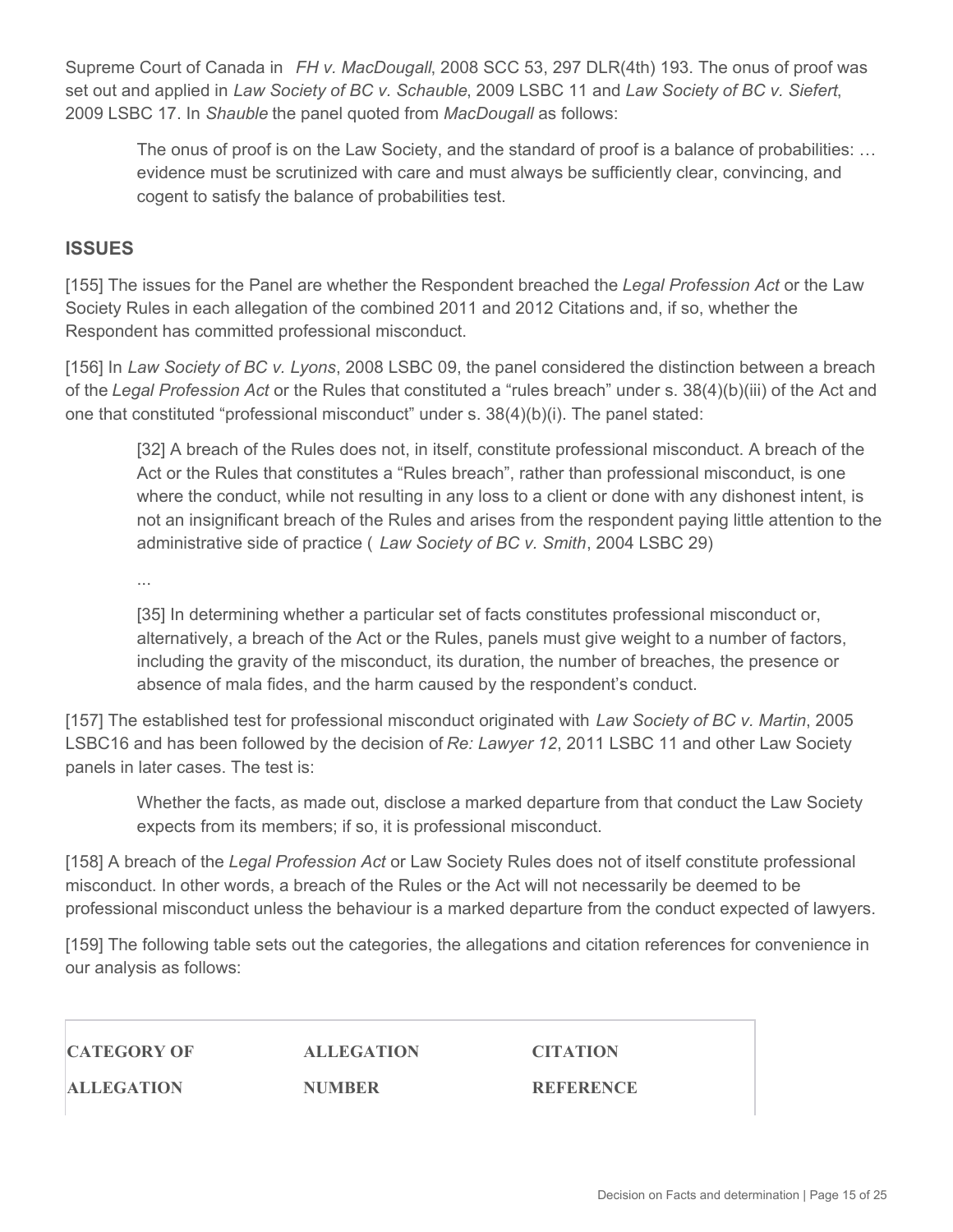Supreme Court of Canada in *FH v. MacDougall*, 2008 SCC 53, 297 DLR(4th) 193. The onus of proof was set out and applied in *Law Society of BC v. Schauble*, 2009 LSBC 11 and *Law Society of BC v. Siefert*, 2009 LSBC 17. In *Shauble* the panel quoted from *MacDougall* as follows:

> The onus of proof is on the Law Society, and the standard of proof is a balance of probabilities: … evidence must be scrutinized with care and must always be sufficiently clear, convincing, and cogent to satisfy the balance of probabilities test.

## ISSUES

[155] The issues for the Panel are whether the Respondent breached the *Legal Profession Act* or the Law Society Rules in each allegation of the combined 2011 and 2012 Citations and, if so, whether the Respondent has committed professional misconduct.

[156] In *Law Society of BC v. Lyons*, 2008 LSBC 09, the panel considered the distinction between a breach of the *Legal Profession Act* or the Rules that constituted a "rules breach" under s. 38(4)(b)(iii) of the Act and one that constituted "professional misconduct" under s. 38(4)(b)(i). The panel stated:

> [32] A breach of the Rules does not, in itself, constitute professional misconduct. A breach of the Act or the Rules that constitutes a "Rules breach", rather than professional misconduct, is one where the conduct, while not resulting in any loss to a client or done with any dishonest intent, is not an insignificant breach of the Rules and arises from the respondent paying little attention to the administrative side of practice ( *Law Society of BC v. Smith*, 2004 LSBC 29)
>
> ...
>
> [35] In determining whether a particular set of facts constitutes professional misconduct or, alternatively, a breach of the Act or the Rules, panels must give weight to a number of factors, including the gravity of the misconduct, its duration, the number of breaches, the presence or absence of mala fides, and the harm caused by the respondent's conduct.

[157] The established test for professional misconduct originated with *Law Society of BC v. Martin*, 2005 LSBC16 and has been followed by the decision of *Re: Lawyer 12*, 2011 LSBC 11 and other Law Society panels in later cases. The test is:

> Whether the facts, as made out, disclose a marked departure from that conduct the Law Society expects from its members; if so, it is professional misconduct.

[158] A breach of the *Legal Profession Act* or Law Society Rules does not of itself constitute professional misconduct. In other words, a breach of the Rules or the Act will not necessarily be deemed to be professional misconduct unless the behaviour is a marked departure from the conduct expected of lawyers.

[159] The following table sets out the categories, the allegations and citation references for convenience in our analysis as follows:

| **CATEGORY OF ALLEGATION** | **ALLEGATION NUMBER** | **CITATION REFERENCE** |
| --- | --- | --- |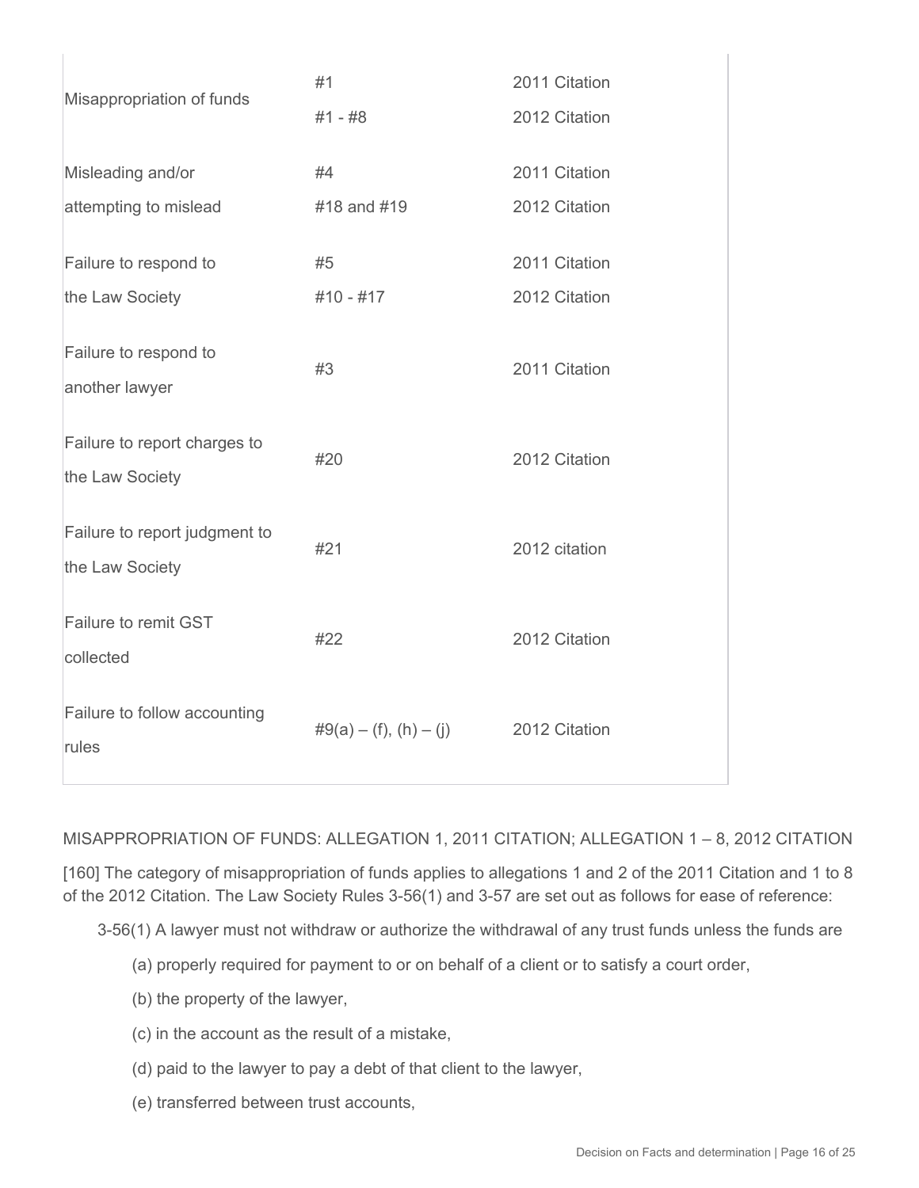| | | |
|---|---|---|
| Misappropriation of funds | #1<br>#1 - #8 | 2011 Citation<br>2012 Citation |
| Misleading and/or attempting to mislead | #4<br>#18 and #19 | 2011 Citation<br>2012 Citation |
| Failure to respond to the Law Society | #5<br>#10 - #17 | 2011 Citation<br>2012 Citation |
| Failure to respond to another lawyer | #3 | 2011 Citation |
| Failure to report charges to the Law Society | #20 | 2012 Citation |
| Failure to report judgment to the Law Society | #21 | 2012 citation |
| Failure to remit GST collected | #22 | 2012 Citation |
| Failure to follow accounting rules | #9(a) – (f), (h) – (j) | 2012 Citation |

MISAPPROPRIATION OF FUNDS: ALLEGATION 1, 2011 CITATION; ALLEGATION 1 – 8, 2012 CITATION

[160] The category of misappropriation of funds applies to allegations 1 and 2 of the 2011 Citation and 1 to 8 of the 2012 Citation. The Law Society Rules 3-56(1) and 3-57 are set out as follows for ease of reference:

> 3-56(1) A lawyer must not withdraw or authorize the withdrawal of any trust funds unless the funds are
>
> (a) properly required for payment to or on behalf of a client or to satisfy a court order,
>
> (b) the property of the lawyer,
>
> (c) in the account as the result of a mistake,
>
> (d) paid to the lawyer to pay a debt of that client to the lawyer,
>
> (e) transferred between trust accounts,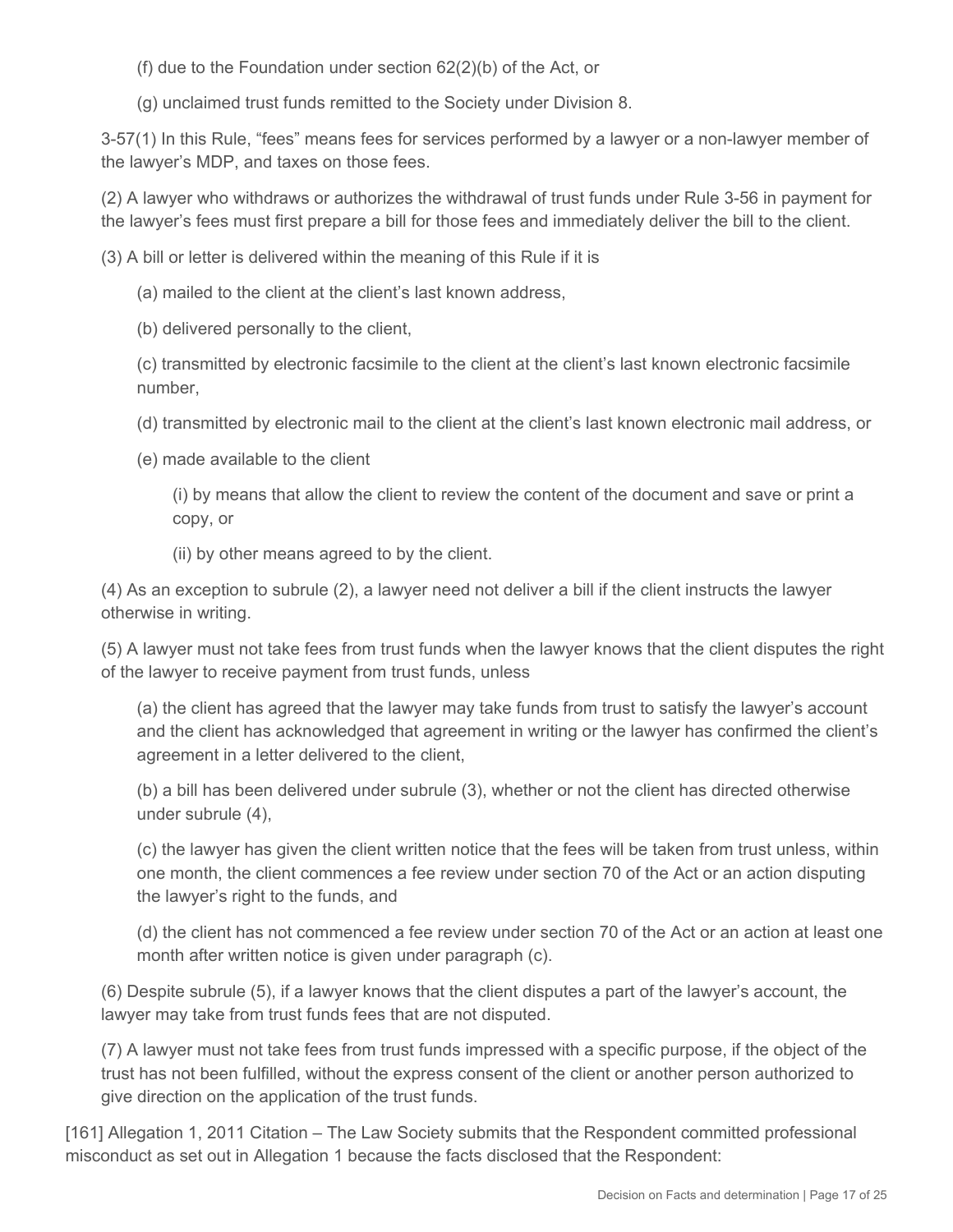(f) due to the Foundation under section 62(2)(b) of the Act, or

(g) unclaimed trust funds remitted to the Society under Division 8.

3-57(1) In this Rule, "fees" means fees for services performed by a lawyer or a non-lawyer member of the lawyer's MDP, and taxes on those fees.

(2) A lawyer who withdraws or authorizes the withdrawal of trust funds under Rule 3-56 in payment for the lawyer's fees must first prepare a bill for those fees and immediately deliver the bill to the client.

(3) A bill or letter is delivered within the meaning of this Rule if it is

(a) mailed to the client at the client's last known address,

(b) delivered personally to the client,

(c) transmitted by electronic facsimile to the client at the client's last known electronic facsimile number,

(d) transmitted by electronic mail to the client at the client's last known electronic mail address, or

(e) made available to the client

(i) by means that allow the client to review the content of the document and save or print a copy, or

(ii) by other means agreed to by the client.

(4) As an exception to subrule (2), a lawyer need not deliver a bill if the client instructs the lawyer otherwise in writing.

(5) A lawyer must not take fees from trust funds when the lawyer knows that the client disputes the right of the lawyer to receive payment from trust funds, unless

(a) the client has agreed that the lawyer may take funds from trust to satisfy the lawyer's account and the client has acknowledged that agreement in writing or the lawyer has confirmed the client's agreement in a letter delivered to the client,

(b) a bill has been delivered under subrule (3), whether or not the client has directed otherwise under subrule (4),

(c) the lawyer has given the client written notice that the fees will be taken from trust unless, within one month, the client commences a fee review under section 70 of the Act or an action disputing the lawyer's right to the funds, and

(d) the client has not commenced a fee review under section 70 of the Act or an action at least one month after written notice is given under paragraph (c).

(6) Despite subrule (5), if a lawyer knows that the client disputes a part of the lawyer's account, the lawyer may take from trust funds fees that are not disputed.

(7) A lawyer must not take fees from trust funds impressed with a specific purpose, if the object of the trust has not been fulfilled, without the express consent of the client or another person authorized to give direction on the application of the trust funds.

[161] Allegation 1, 2011 Citation – The Law Society submits that the Respondent committed professional misconduct as set out in Allegation 1 because the facts disclosed that the Respondent: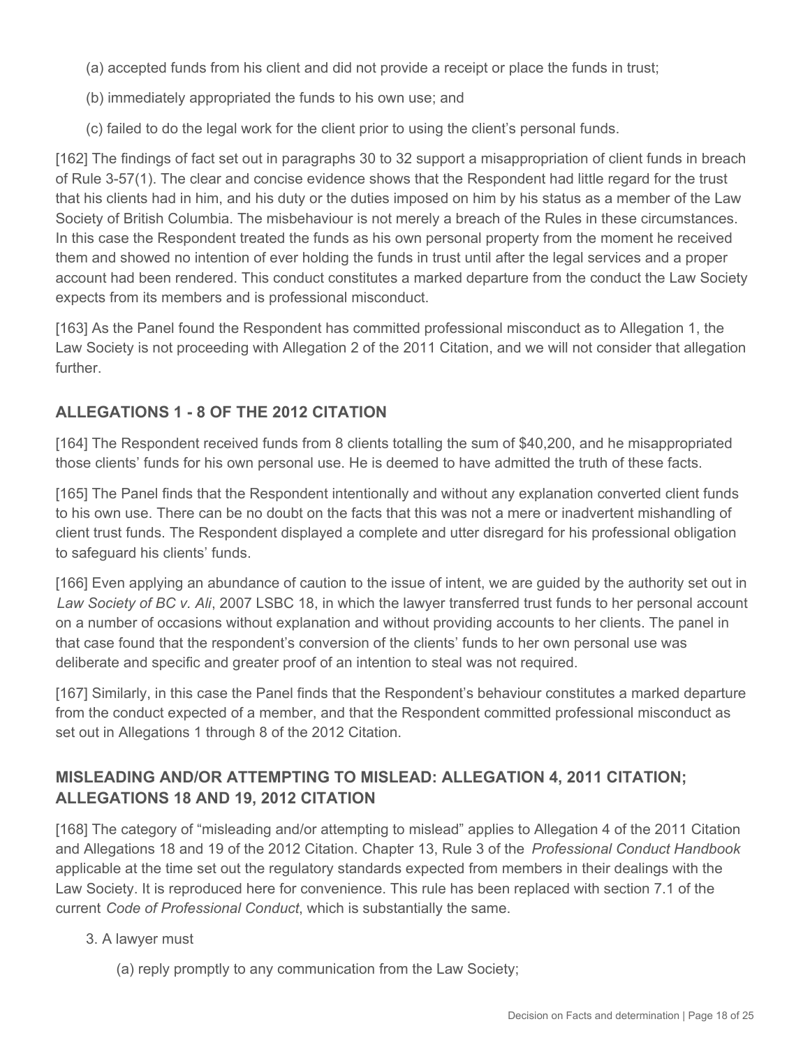(a) accepted funds from his client and did not provide a receipt or place the funds in trust;

(b) immediately appropriated the funds to his own use; and

(c) failed to do the legal work for the client prior to using the client's personal funds.

[162] The findings of fact set out in paragraphs 30 to 32 support a misappropriation of client funds in breach of Rule 3-57(1). The clear and concise evidence shows that the Respondent had little regard for the trust that his clients had in him, and his duty or the duties imposed on him by his status as a member of the Law Society of British Columbia. The misbehaviour is not merely a breach of the Rules in these circumstances. In this case the Respondent treated the funds as his own personal property from the moment he received them and showed no intention of ever holding the funds in trust until after the legal services and a proper account had been rendered. This conduct constitutes a marked departure from the conduct the Law Society expects from its members and is professional misconduct.

[163] As the Panel found the Respondent has committed professional misconduct as to Allegation 1, the Law Society is not proceeding with Allegation 2 of the 2011 Citation, and we will not consider that allegation further.

## ALLEGATIONS 1 - 8 OF THE 2012 CITATION

[164] The Respondent received funds from 8 clients totalling the sum of $40,200, and he misappropriated those clients' funds for his own personal use. He is deemed to have admitted the truth of these facts.

[165] The Panel finds that the Respondent intentionally and without any explanation converted client funds to his own use. There can be no doubt on the facts that this was not a mere or inadvertent mishandling of client trust funds. The Respondent displayed a complete and utter disregard for his professional obligation to safeguard his clients' funds.

[166] Even applying an abundance of caution to the issue of intent, we are guided by the authority set out in *Law Society of BC v. Ali*, 2007 LSBC 18, in which the lawyer transferred trust funds to her personal account on a number of occasions without explanation and without providing accounts to her clients. The panel in that case found that the respondent's conversion of the clients' funds to her own personal use was deliberate and specific and greater proof of an intention to steal was not required.

[167] Similarly, in this case the Panel finds that the Respondent's behaviour constitutes a marked departure from the conduct expected of a member, and that the Respondent committed professional misconduct as set out in Allegations 1 through 8 of the 2012 Citation.

## MISLEADING AND/OR ATTEMPTING TO MISLEAD: ALLEGATION 4, 2011 CITATION; ALLEGATIONS 18 AND 19, 2012 CITATION

[168] The category of "misleading and/or attempting to mislead" applies to Allegation 4 of the 2011 Citation and Allegations 18 and 19 of the 2012 Citation. Chapter 13, Rule 3 of the *Professional Conduct Handbook* applicable at the time set out the regulatory standards expected from members in their dealings with the Law Society. It is reproduced here for convenience. This rule has been replaced with section 7.1 of the current *Code of Professional Conduct*, which is substantially the same.

3. A lawyer must

(a) reply promptly to any communication from the Law Society;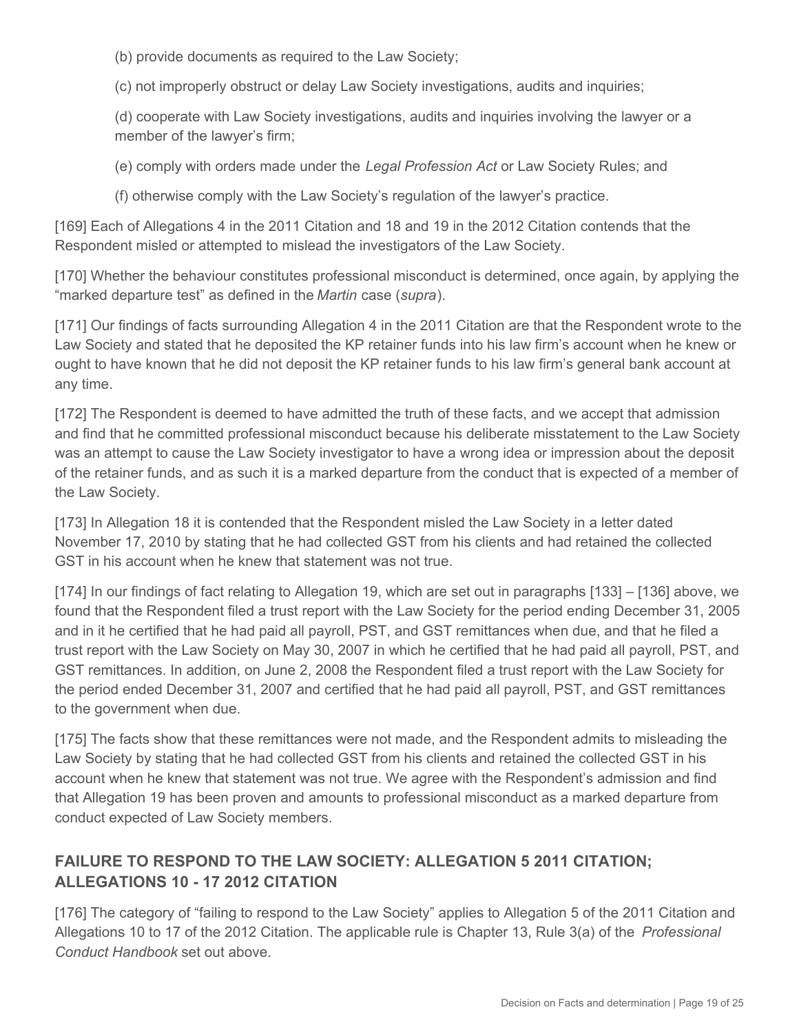(b) provide documents as required to the Law Society;

(c) not improperly obstruct or delay Law Society investigations, audits and inquiries;

(d) cooperate with Law Society investigations, audits and inquiries involving the lawyer or a member of the lawyer's firm;

(e) comply with orders made under the *Legal Profession Act* or Law Society Rules; and

(f) otherwise comply with the Law Society's regulation of the lawyer's practice.

[169] Each of Allegations 4 in the 2011 Citation and 18 and 19 in the 2012 Citation contends that the Respondent misled or attempted to mislead the investigators of the Law Society.

[170] Whether the behaviour constitutes professional misconduct is determined, once again, by applying the "marked departure test" as defined in the *Martin* case (*supra*).

[171] Our findings of facts surrounding Allegation 4 in the 2011 Citation are that the Respondent wrote to the Law Society and stated that he deposited the KP retainer funds into his law firm's account when he knew or ought to have known that he did not deposit the KP retainer funds to his law firm's general bank account at any time.

[172] The Respondent is deemed to have admitted the truth of these facts, and we accept that admission and find that he committed professional misconduct because his deliberate misstatement to the Law Society was an attempt to cause the Law Society investigator to have a wrong idea or impression about the deposit of the retainer funds, and as such it is a marked departure from the conduct that is expected of a member of the Law Society.

[173] In Allegation 18 it is contended that the Respondent misled the Law Society in a letter dated November 17, 2010 by stating that he had collected GST from his clients and had retained the collected GST in his account when he knew that statement was not true.

[174] In our findings of fact relating to Allegation 19, which are set out in paragraphs [133] – [136] above, we found that the Respondent filed a trust report with the Law Society for the period ending December 31, 2005 and in it he certified that he had paid all payroll, PST, and GST remittances when due, and that he filed a trust report with the Law Society on May 30, 2007 in which he certified that he had paid all payroll, PST, and GST remittances. In addition, on June 2, 2008 the Respondent filed a trust report with the Law Society for the period ended December 31, 2007 and certified that he had paid all payroll, PST, and GST remittances to the government when due.

[175] The facts show that these remittances were not made, and the Respondent admits to misleading the Law Society by stating that he had collected GST from his clients and retained the collected GST in his account when he knew that statement was not true. We agree with the Respondent's admission and find that Allegation 19 has been proven and amounts to professional misconduct as a marked departure from conduct expected of Law Society members.

## FAILURE TO RESPOND TO THE LAW SOCIETY: ALLEGATION 5 2011 CITATION; ALLEGATIONS 10 - 17 2012 CITATION

[176] The category of "failing to respond to the Law Society" applies to Allegation 5 of the 2011 Citation and Allegations 10 to 17 of the 2012 Citation. The applicable rule is Chapter 13, Rule 3(a) of the *Professional Conduct Handbook* set out above.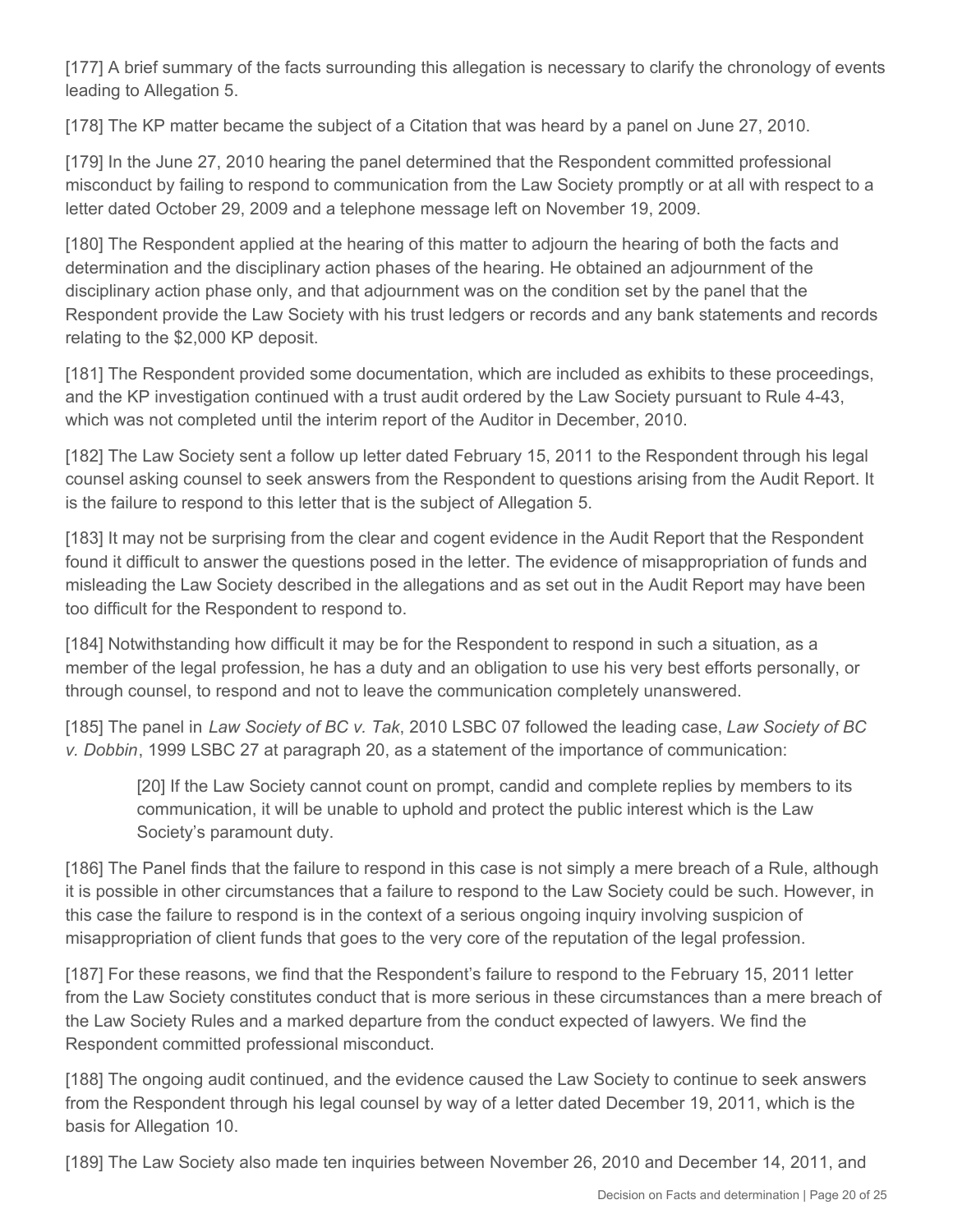[177] A brief summary of the facts surrounding this allegation is necessary to clarify the chronology of events leading to Allegation 5.

[178] The KP matter became the subject of a Citation that was heard by a panel on June 27, 2010.

[179] In the June 27, 2010 hearing the panel determined that the Respondent committed professional misconduct by failing to respond to communication from the Law Society promptly or at all with respect to a letter dated October 29, 2009 and a telephone message left on November 19, 2009.

[180] The Respondent applied at the hearing of this matter to adjourn the hearing of both the facts and determination and the disciplinary action phases of the hearing. He obtained an adjournment of the disciplinary action phase only, and that adjournment was on the condition set by the panel that the Respondent provide the Law Society with his trust ledgers or records and any bank statements and records relating to the $2,000 KP deposit.

[181] The Respondent provided some documentation, which are included as exhibits to these proceedings, and the KP investigation continued with a trust audit ordered by the Law Society pursuant to Rule 4-43, which was not completed until the interim report of the Auditor in December, 2010.

[182] The Law Society sent a follow up letter dated February 15, 2011 to the Respondent through his legal counsel asking counsel to seek answers from the Respondent to questions arising from the Audit Report. It is the failure to respond to this letter that is the subject of Allegation 5.

[183] It may not be surprising from the clear and cogent evidence in the Audit Report that the Respondent found it difficult to answer the questions posed in the letter. The evidence of misappropriation of funds and misleading the Law Society described in the allegations and as set out in the Audit Report may have been too difficult for the Respondent to respond to.

[184] Notwithstanding how difficult it may be for the Respondent to respond in such a situation, as a member of the legal profession, he has a duty and an obligation to use his very best efforts personally, or through counsel, to respond and not to leave the communication completely unanswered.

[185] The panel in *Law Society of BC v. Tak*, 2010 LSBC 07 followed the leading case, *Law Society of BC v. Dobbin*, 1999 LSBC 27 at paragraph 20, as a statement of the importance of communication:

> [20] If the Law Society cannot count on prompt, candid and complete replies by members to its communication, it will be unable to uphold and protect the public interest which is the Law Society's paramount duty.

[186] The Panel finds that the failure to respond in this case is not simply a mere breach of a Rule, although it is possible in other circumstances that a failure to respond to the Law Society could be such. However, in this case the failure to respond is in the context of a serious ongoing inquiry involving suspicion of misappropriation of client funds that goes to the very core of the reputation of the legal profession.

[187] For these reasons, we find that the Respondent's failure to respond to the February 15, 2011 letter from the Law Society constitutes conduct that is more serious in these circumstances than a mere breach of the Law Society Rules and a marked departure from the conduct expected of lawyers. We find the Respondent committed professional misconduct.

[188] The ongoing audit continued, and the evidence caused the Law Society to continue to seek answers from the Respondent through his legal counsel by way of a letter dated December 19, 2011, which is the basis for Allegation 10.

[189] The Law Society also made ten inquiries between November 26, 2010 and December 14, 2011, and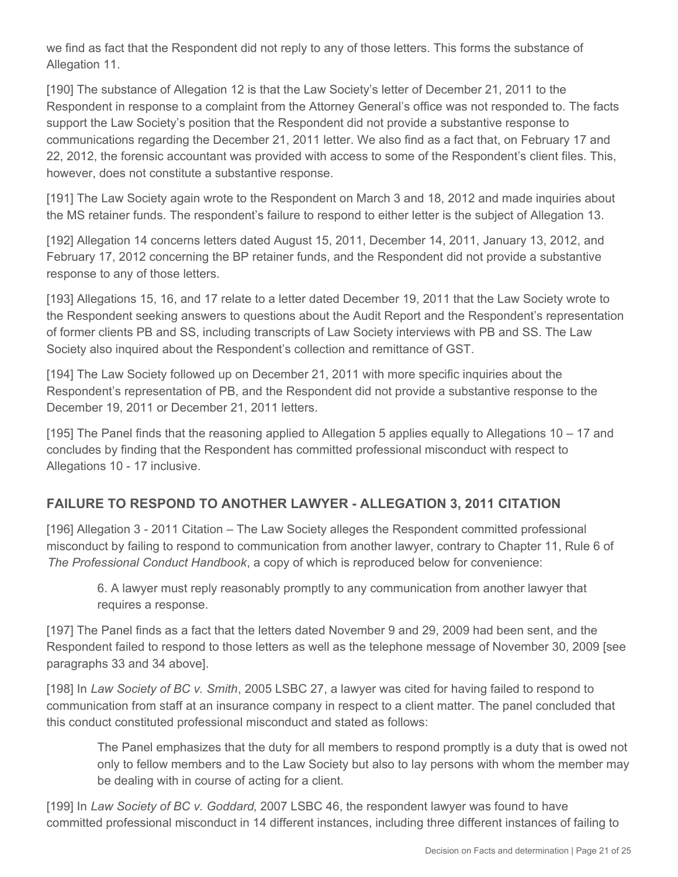we find as fact that the Respondent did not reply to any of those letters. This forms the substance of Allegation 11.

[190] The substance of Allegation 12 is that the Law Society's letter of December 21, 2011 to the Respondent in response to a complaint from the Attorney General's office was not responded to. The facts support the Law Society's position that the Respondent did not provide a substantive response to communications regarding the December 21, 2011 letter. We also find as a fact that, on February 17 and 22, 2012, the forensic accountant was provided with access to some of the Respondent's client files. This, however, does not constitute a substantive response.

[191] The Law Society again wrote to the Respondent on March 3 and 18, 2012 and made inquiries about the MS retainer funds. The respondent's failure to respond to either letter is the subject of Allegation 13.

[192] Allegation 14 concerns letters dated August 15, 2011, December 14, 2011, January 13, 2012, and February 17, 2012 concerning the BP retainer funds, and the Respondent did not provide a substantive response to any of those letters.

[193] Allegations 15, 16, and 17 relate to a letter dated December 19, 2011 that the Law Society wrote to the Respondent seeking answers to questions about the Audit Report and the Respondent's representation of former clients PB and SS, including transcripts of Law Society interviews with PB and SS. The Law Society also inquired about the Respondent's collection and remittance of GST.

[194] The Law Society followed up on December 21, 2011 with more specific inquiries about the Respondent's representation of PB, and the Respondent did not provide a substantive response to the December 19, 2011 or December 21, 2011 letters.

[195] The Panel finds that the reasoning applied to Allegation 5 applies equally to Allegations 10 – 17 and concludes by finding that the Respondent has committed professional misconduct with respect to Allegations 10 - 17 inclusive.

## FAILURE TO RESPOND TO ANOTHER LAWYER - ALLEGATION 3, 2011 CITATION

[196] Allegation 3 - 2011 Citation – The Law Society alleges the Respondent committed professional misconduct by failing to respond to communication from another lawyer, contrary to Chapter 11, Rule 6 of *The Professional Conduct Handbook*, a copy of which is reproduced below for convenience:

> 6. A lawyer must reply reasonably promptly to any communication from another lawyer that requires a response.

[197] The Panel finds as a fact that the letters dated November 9 and 29, 2009 had been sent, and the Respondent failed to respond to those letters as well as the telephone message of November 30, 2009 [see paragraphs 33 and 34 above].

[198] In *Law Society of BC v. Smith*, 2005 LSBC 27, a lawyer was cited for having failed to respond to communication from staff at an insurance company in respect to a client matter. The panel concluded that this conduct constituted professional misconduct and stated as follows:

> The Panel emphasizes that the duty for all members to respond promptly is a duty that is owed not only to fellow members and to the Law Society but also to lay persons with whom the member may be dealing with in course of acting for a client.

[199] In *Law Society of BC v. Goddard*, 2007 LSBC 46, the respondent lawyer was found to have committed professional misconduct in 14 different instances, including three different instances of failing to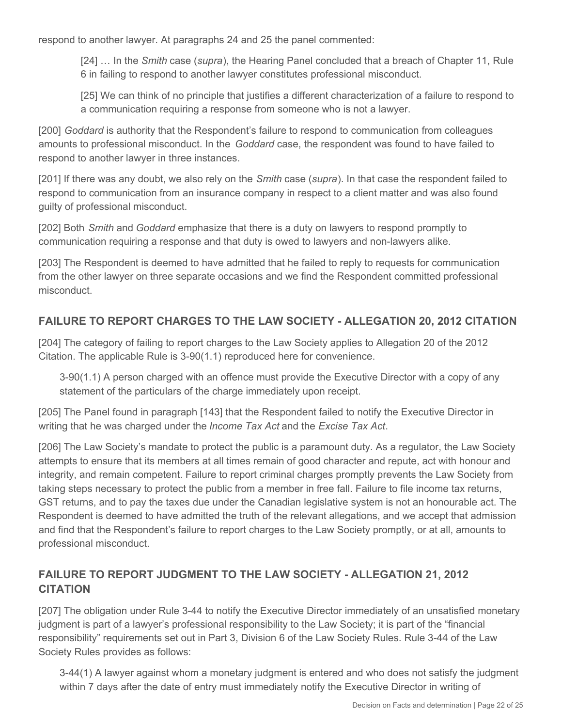respond to another lawyer. At paragraphs 24 and 25 the panel commented:

> [24] … In the *Smith* case (*supra*), the Hearing Panel concluded that a breach of Chapter 11, Rule 6 in failing to respond to another lawyer constitutes professional misconduct.
>
> [25] We can think of no principle that justifies a different characterization of a failure to respond to a communication requiring a response from someone who is not a lawyer.

[200] *Goddard* is authority that the Respondent's failure to respond to communication from colleagues amounts to professional misconduct. In the *Goddard* case, the respondent was found to have failed to respond to another lawyer in three instances.

[201] If there was any doubt, we also rely on the *Smith* case (*supra*). In that case the respondent failed to respond to communication from an insurance company in respect to a client matter and was also found guilty of professional misconduct.

[202] Both *Smith* and *Goddard* emphasize that there is a duty on lawyers to respond promptly to communication requiring a response and that duty is owed to lawyers and non-lawyers alike.

[203] The Respondent is deemed to have admitted that he failed to reply to requests for communication from the other lawyer on three separate occasions and we find the Respondent committed professional misconduct.

## FAILURE TO REPORT CHARGES TO THE LAW SOCIETY - ALLEGATION 20, 2012 CITATION

[204] The category of failing to report charges to the Law Society applies to Allegation 20 of the 2012 Citation. The applicable Rule is 3-90(1.1) reproduced here for convenience.

> 3-90(1.1) A person charged with an offence must provide the Executive Director with a copy of any statement of the particulars of the charge immediately upon receipt.

[205] The Panel found in paragraph [143] that the Respondent failed to notify the Executive Director in writing that he was charged under the *Income Tax Act* and the *Excise Tax Act*.

[206] The Law Society's mandate to protect the public is a paramount duty. As a regulator, the Law Society attempts to ensure that its members at all times remain of good character and repute, act with honour and integrity, and remain competent. Failure to report criminal charges promptly prevents the Law Society from taking steps necessary to protect the public from a member in free fall. Failure to file income tax returns, GST returns, and to pay the taxes due under the Canadian legislative system is not an honourable act. The Respondent is deemed to have admitted the truth of the relevant allegations, and we accept that admission and find that the Respondent's failure to report charges to the Law Society promptly, or at all, amounts to professional misconduct.

## FAILURE TO REPORT JUDGMENT TO THE LAW SOCIETY - ALLEGATION 21, 2012 CITATION

[207] The obligation under Rule 3-44 to notify the Executive Director immediately of an unsatisfied monetary judgment is part of a lawyer's professional responsibility to the Law Society; it is part of the "financial responsibility" requirements set out in Part 3, Division 6 of the Law Society Rules. Rule 3-44 of the Law Society Rules provides as follows:

> 3-44(1) A lawyer against whom a monetary judgment is entered and who does not satisfy the judgment within 7 days after the date of entry must immediately notify the Executive Director in writing of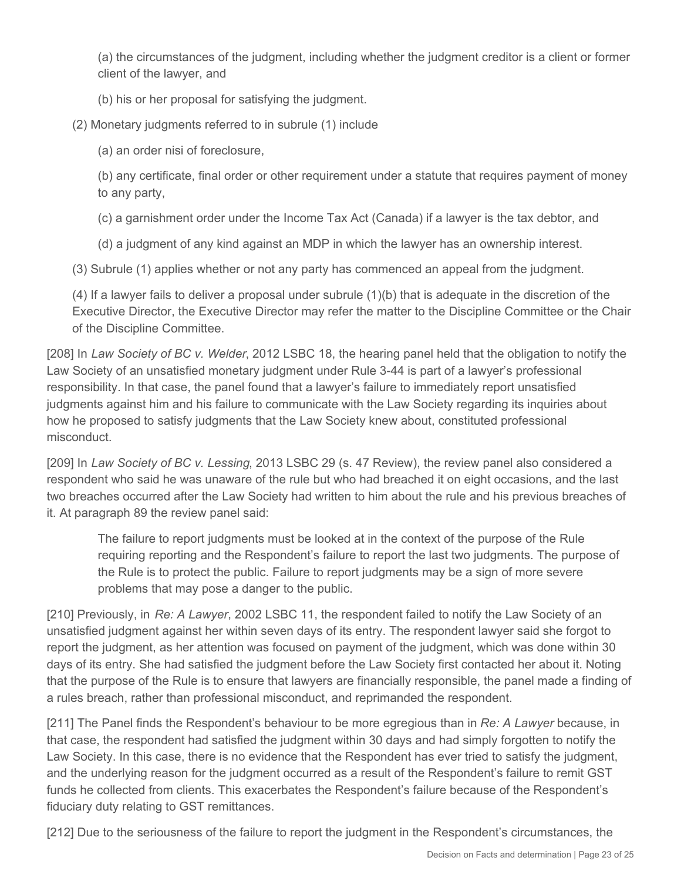(a) the circumstances of the judgment, including whether the judgment creditor is a client or former client of the lawyer, and

(b) his or her proposal for satisfying the judgment.

(2) Monetary judgments referred to in subrule (1) include

(a) an order nisi of foreclosure,

(b) any certificate, final order or other requirement under a statute that requires payment of money to any party,

(c) a garnishment order under the Income Tax Act (Canada) if a lawyer is the tax debtor, and

(d) a judgment of any kind against an MDP in which the lawyer has an ownership interest.

(3) Subrule (1) applies whether or not any party has commenced an appeal from the judgment.

(4) If a lawyer fails to deliver a proposal under subrule (1)(b) that is adequate in the discretion of the Executive Director, the Executive Director may refer the matter to the Discipline Committee or the Chair of the Discipline Committee.

[208] In *Law Society of BC v. Welder*, 2012 LSBC 18, the hearing panel held that the obligation to notify the Law Society of an unsatisfied monetary judgment under Rule 3-44 is part of a lawyer's professional responsibility. In that case, the panel found that a lawyer's failure to immediately report unsatisfied judgments against him and his failure to communicate with the Law Society regarding its inquiries about how he proposed to satisfy judgments that the Law Society knew about, constituted professional misconduct.

[209] In *Law Society of BC v. Lessing*, 2013 LSBC 29 (s. 47 Review), the review panel also considered a respondent who said he was unaware of the rule but who had breached it on eight occasions, and the last two breaches occurred after the Law Society had written to him about the rule and his previous breaches of it. At paragraph 89 the review panel said:

> The failure to report judgments must be looked at in the context of the purpose of the Rule requiring reporting and the Respondent's failure to report the last two judgments. The purpose of the Rule is to protect the public. Failure to report judgments may be a sign of more severe problems that may pose a danger to the public.

[210] Previously, in *Re: A Lawyer*, 2002 LSBC 11, the respondent failed to notify the Law Society of an unsatisfied judgment against her within seven days of its entry. The respondent lawyer said she forgot to report the judgment, as her attention was focused on payment of the judgment, which was done within 30 days of its entry. She had satisfied the judgment before the Law Society first contacted her about it. Noting that the purpose of the Rule is to ensure that lawyers are financially responsible, the panel made a finding of a rules breach, rather than professional misconduct, and reprimanded the respondent.

[211] The Panel finds the Respondent's behaviour to be more egregious than in *Re: A Lawyer* because, in that case, the respondent had satisfied the judgment within 30 days and had simply forgotten to notify the Law Society. In this case, there is no evidence that the Respondent has ever tried to satisfy the judgment, and the underlying reason for the judgment occurred as a result of the Respondent's failure to remit GST funds he collected from clients. This exacerbates the Respondent's failure because of the Respondent's fiduciary duty relating to GST remittances.

[212] Due to the seriousness of the failure to report the judgment in the Respondent's circumstances, the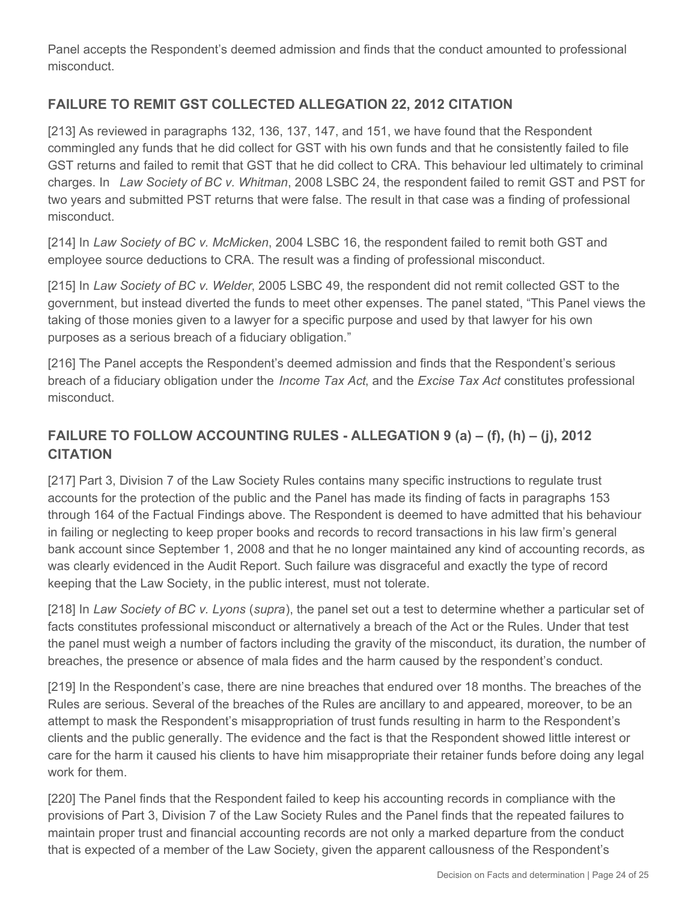Panel accepts the Respondent's deemed admission and finds that the conduct amounted to professional misconduct.

## FAILURE TO REMIT GST COLLECTED ALLEGATION 22, 2012 CITATION

[213] As reviewed in paragraphs 132, 136, 137, 147, and 151, we have found that the Respondent commingled any funds that he did collect for GST with his own funds and that he consistently failed to file GST returns and failed to remit that GST that he did collect to CRA. This behaviour led ultimately to criminal charges. In *Law Society of BC v. Whitman*, 2008 LSBC 24, the respondent failed to remit GST and PST for two years and submitted PST returns that were false. The result in that case was a finding of professional misconduct.

[214] In *Law Society of BC v. McMicken*, 2004 LSBC 16, the respondent failed to remit both GST and employee source deductions to CRA. The result was a finding of professional misconduct.

[215] In *Law Society of BC v. Welder*, 2005 LSBC 49, the respondent did not remit collected GST to the government, but instead diverted the funds to meet other expenses. The panel stated, "This Panel views the taking of those monies given to a lawyer for a specific purpose and used by that lawyer for his own purposes as a serious breach of a fiduciary obligation."

[216] The Panel accepts the Respondent's deemed admission and finds that the Respondent's serious breach of a fiduciary obligation under the *Income Tax Act*, and the *Excise Tax Act* constitutes professional misconduct.

## FAILURE TO FOLLOW ACCOUNTING RULES - ALLEGATION 9 (a) – (f), (h) – (j), 2012 CITATION

[217] Part 3, Division 7 of the Law Society Rules contains many specific instructions to regulate trust accounts for the protection of the public and the Panel has made its finding of facts in paragraphs 153 through 164 of the Factual Findings above. The Respondent is deemed to have admitted that his behaviour in failing or neglecting to keep proper books and records to record transactions in his law firm's general bank account since September 1, 2008 and that he no longer maintained any kind of accounting records, as was clearly evidenced in the Audit Report. Such failure was disgraceful and exactly the type of record keeping that the Law Society, in the public interest, must not tolerate.

[218] In *Law Society of BC v. Lyons* (*supra*), the panel set out a test to determine whether a particular set of facts constitutes professional misconduct or alternatively a breach of the Act or the Rules. Under that test the panel must weigh a number of factors including the gravity of the misconduct, its duration, the number of breaches, the presence or absence of mala fides and the harm caused by the respondent's conduct.

[219] In the Respondent's case, there are nine breaches that endured over 18 months. The breaches of the Rules are serious. Several of the breaches of the Rules are ancillary to and appeared, moreover, to be an attempt to mask the Respondent's misappropriation of trust funds resulting in harm to the Respondent's clients and the public generally. The evidence and the fact is that the Respondent showed little interest or care for the harm it caused his clients to have him misappropriate their retainer funds before doing any legal work for them.

[220] The Panel finds that the Respondent failed to keep his accounting records in compliance with the provisions of Part 3, Division 7 of the Law Society Rules and the Panel finds that the repeated failures to maintain proper trust and financial accounting records are not only a marked departure from the conduct that is expected of a member of the Law Society, given the apparent callousness of the Respondent's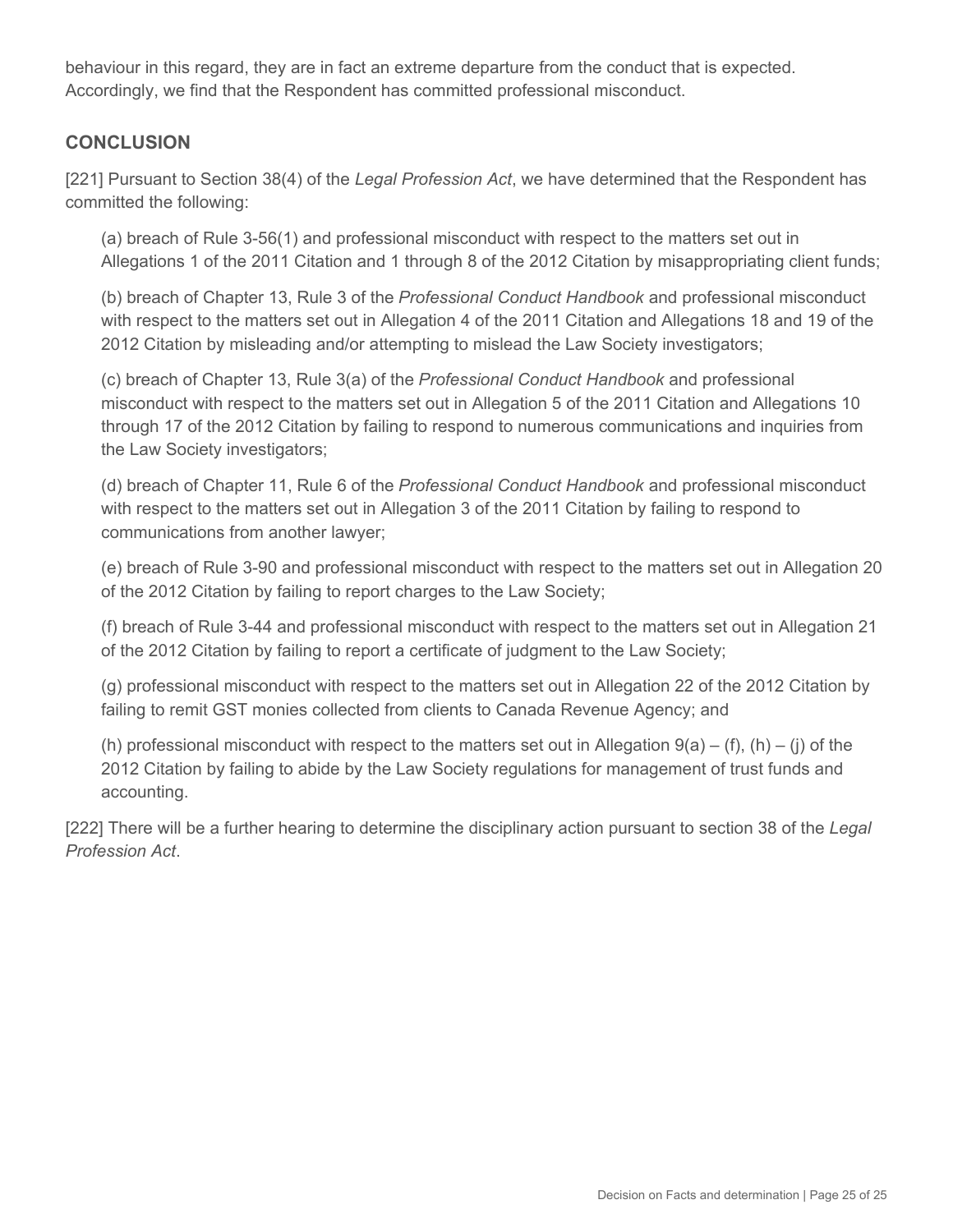behaviour in this regard, they are in fact an extreme departure from the conduct that is expected. Accordingly, we find that the Respondent has committed professional misconduct.

## CONCLUSION

[221] Pursuant to Section 38(4) of the *Legal Profession Act*, we have determined that the Respondent has committed the following:

(a) breach of Rule 3-56(1) and professional misconduct with respect to the matters set out in Allegations 1 of the 2011 Citation and 1 through 8 of the 2012 Citation by misappropriating client funds;

(b) breach of Chapter 13, Rule 3 of the *Professional Conduct Handbook* and professional misconduct with respect to the matters set out in Allegation 4 of the 2011 Citation and Allegations 18 and 19 of the 2012 Citation by misleading and/or attempting to mislead the Law Society investigators;

(c) breach of Chapter 13, Rule 3(a) of the *Professional Conduct Handbook* and professional misconduct with respect to the matters set out in Allegation 5 of the 2011 Citation and Allegations 10 through 17 of the 2012 Citation by failing to respond to numerous communications and inquiries from the Law Society investigators;

(d) breach of Chapter 11, Rule 6 of the *Professional Conduct Handbook* and professional misconduct with respect to the matters set out in Allegation 3 of the 2011 Citation by failing to respond to communications from another lawyer;

(e) breach of Rule 3-90 and professional misconduct with respect to the matters set out in Allegation 20 of the 2012 Citation by failing to report charges to the Law Society;

(f) breach of Rule 3-44 and professional misconduct with respect to the matters set out in Allegation 21 of the 2012 Citation by failing to report a certificate of judgment to the Law Society;

(g) professional misconduct with respect to the matters set out in Allegation 22 of the 2012 Citation by failing to remit GST monies collected from clients to Canada Revenue Agency; and

(h) professional misconduct with respect to the matters set out in Allegation 9(a) – (f), (h) – (j) of the 2012 Citation by failing to abide by the Law Society regulations for management of trust funds and accounting.

[222] There will be a further hearing to determine the disciplinary action pursuant to section 38 of the *Legal Profession Act*.